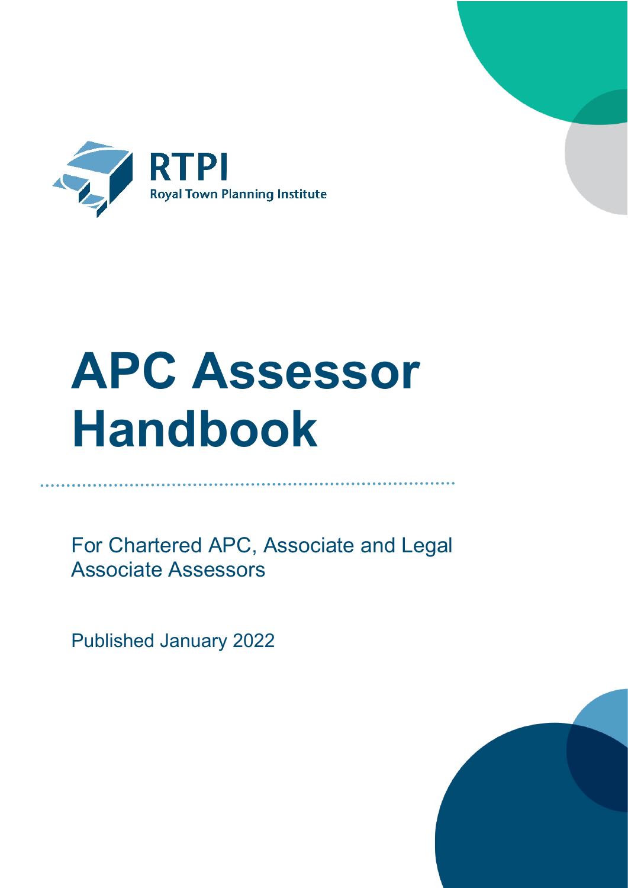RTPI

Royal Town Planning Institute

# APC Assessor Handbook

For Chartered APC, Associate and Legal Associate Assessors

Published January 2022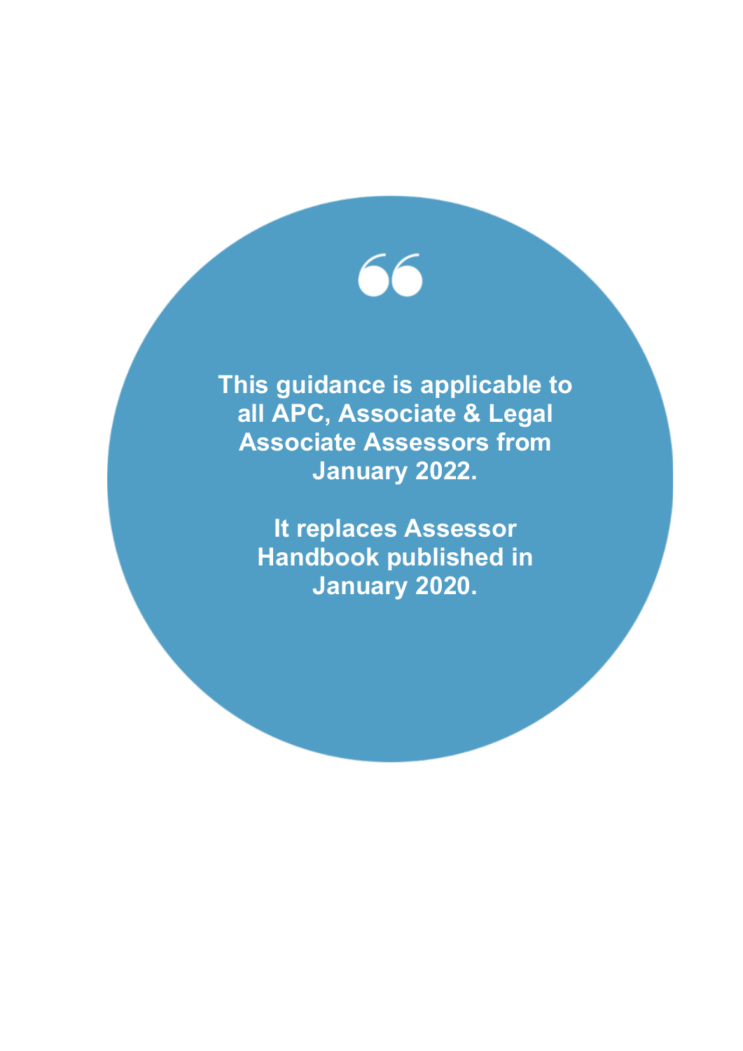**This guidance is applicable to all APC, Associate & Legal Associate Assessors from January 2022.**

**It replaces Assessor Handbook published in January 2020.**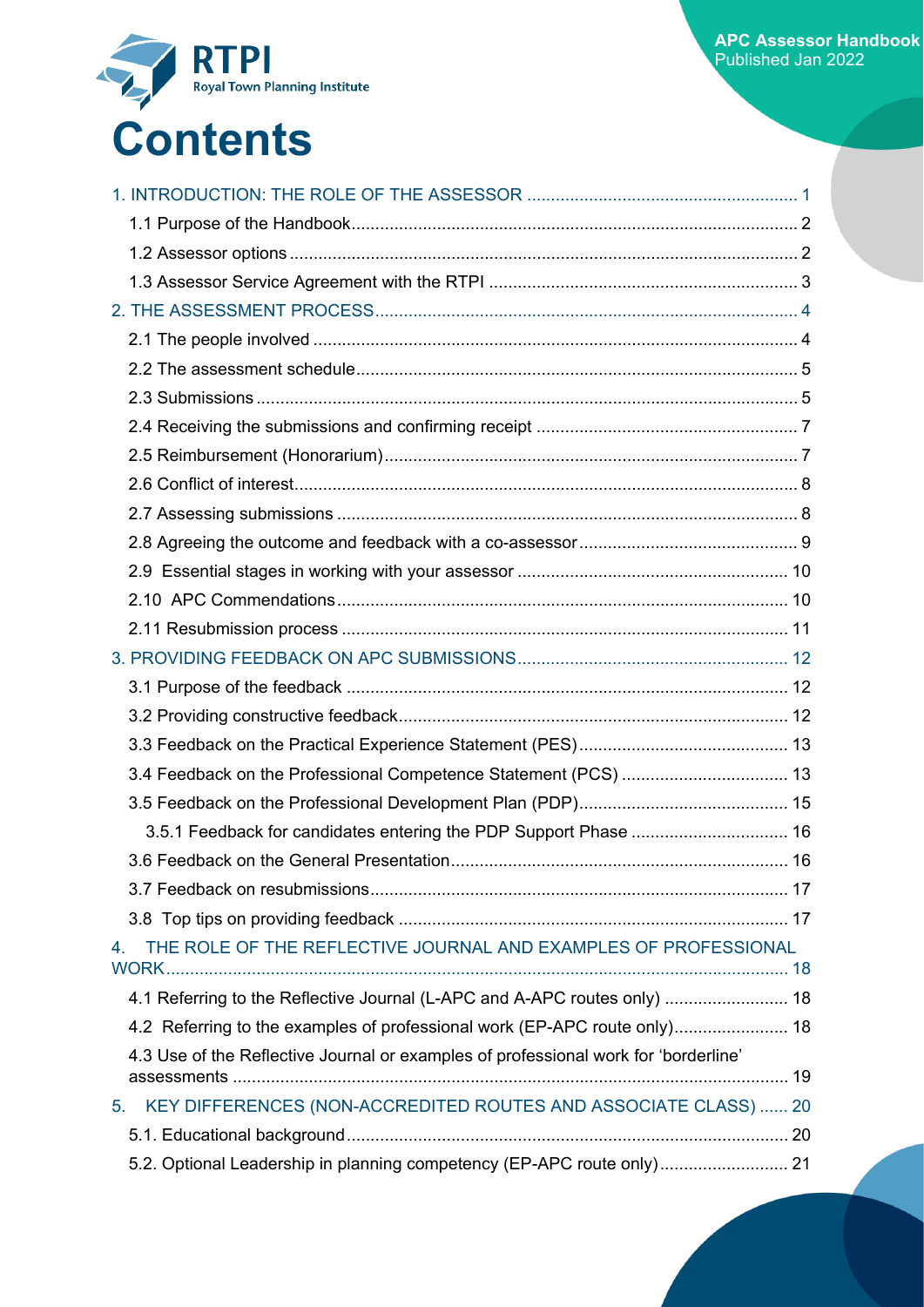# Contents

1. INTRODUCTION: THE ROLE OF THE ASSESSOR ..... 1
   - 1.1 Purpose of the Handbook ..... 2
   - 1.2 Assessor options ..... 2
   - 1.3 Assessor Service Agreement with the RTPI ..... 3
2. THE ASSESSMENT PROCESS ..... 4
   - 2.1 The people involved ..... 4
   - 2.2 The assessment schedule ..... 5
   - 2.3 Submissions ..... 5
   - 2.4 Receiving the submissions and confirming receipt ..... 7
   - 2.5 Reimbursement (Honorarium) ..... 7
   - 2.6 Conflict of interest ..... 8
   - 2.7 Assessing submissions ..... 8
   - 2.8 Agreeing the outcome and feedback with a co-assessor ..... 9
   - 2.9 Essential stages in working with your assessor ..... 10
   - 2.10 APC Commendations ..... 10
   - 2.11 Resubmission process ..... 11
3. PROVIDING FEEDBACK ON APC SUBMISSIONS ..... 12
   - 3.1 Purpose of the feedback ..... 12
   - 3.2 Providing constructive feedback ..... 12
   - 3.3 Feedback on the Practical Experience Statement (PES) ..... 13
   - 3.4 Feedback on the Professional Competence Statement (PCS) ..... 13
   - 3.5 Feedback on the Professional Development Plan (PDP) ..... 15
     - 3.5.1 Feedback for candidates entering the PDP Support Phase ..... 16
   - 3.6 Feedback on the General Presentation ..... 16
   - 3.7 Feedback on resubmissions ..... 17
   - 3.8 Top tips on providing feedback ..... 17
4. THE ROLE OF THE REFLECTIVE JOURNAL AND EXAMPLES OF PROFESSIONAL WORK ..... 18
   - 4.1 Referring to the Reflective Journal (L-APC and A-APC routes only) ..... 18
   - 4.2 Referring to the examples of professional work (EP-APC route only) ..... 18
   - 4.3 Use of the Reflective Journal or examples of professional work for 'borderline' assessments ..... 19
5. KEY DIFFERENCES (NON-ACCREDITED ROUTES AND ASSOCIATE CLASS) ..... 20
   - 5.1. Educational background ..... 20
   - 5.2. Optional Leadership in planning competency (EP-APC route only) ..... 21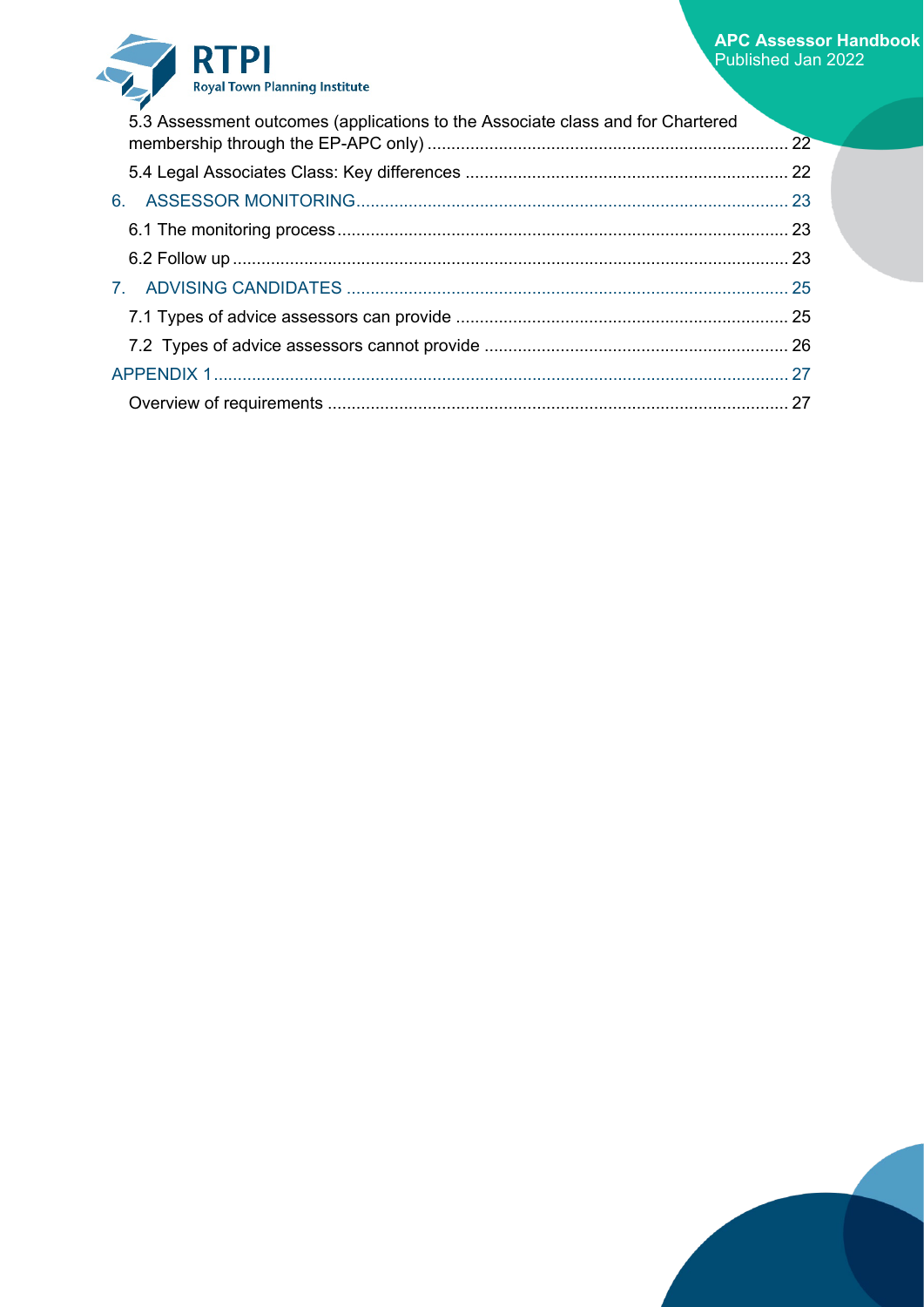5.3 Assessment outcomes (applications to the Associate class and for Chartered membership through the EP-APC only) ... 22

5.4 Legal Associates Class: Key differences ... 22

6. ASSESSOR MONITORING ... 23

6.1 The monitoring process ... 23

6.2 Follow up ... 23

7. ADVISING CANDIDATES ... 25

7.1 Types of advice assessors can provide ... 25

7.2 Types of advice assessors cannot provide ... 26

APPENDIX 1 ... 27

Overview of requirements ... 27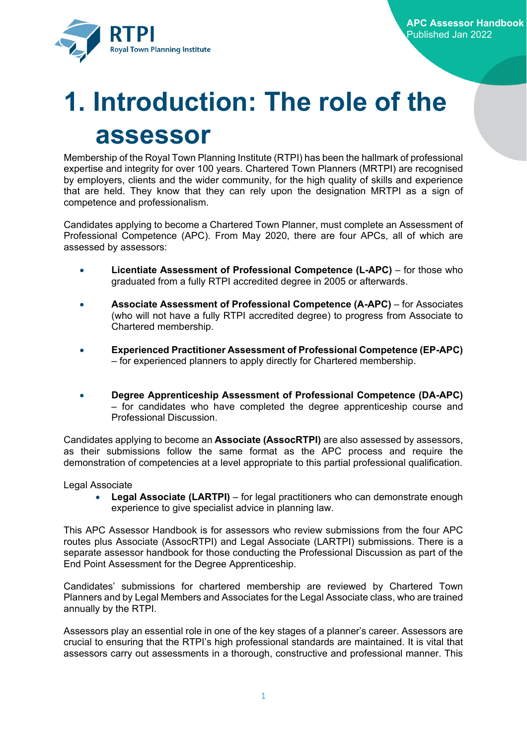# 1. Introduction: The role of the assessor

Membership of the Royal Town Planning Institute (RTPI) has been the hallmark of professional expertise and integrity for over 100 years. Chartered Town Planners (MRTPI) are recognised by employers, clients and the wider community, for the high quality of skills and experience that are held. They know that they can rely upon the designation MRTPI as a sign of competence and professionalism.

Candidates applying to become a Chartered Town Planner, must complete an Assessment of Professional Competence (APC). From May 2020, there are four APCs, all of which are assessed by assessors:

- **Licentiate Assessment of Professional Competence (L-APC)** – for those who graduated from a fully RTPI accredited degree in 2005 or afterwards.
- **Associate Assessment of Professional Competence (A-APC)** – for Associates (who will not have a fully RTPI accredited degree) to progress from Associate to Chartered membership.
- **Experienced Practitioner Assessment of Professional Competence (EP-APC)** – for experienced planners to apply directly for Chartered membership.
- **Degree Apprenticeship Assessment of Professional Competence (DA-APC)** – for candidates who have completed the degree apprenticeship course and Professional Discussion.

Candidates applying to become an **Associate (AssocRTPI)** are also assessed by assessors, as their submissions follow the same format as the APC process and require the demonstration of competencies at a level appropriate to this partial professional qualification.

Legal Associate

- **Legal Associate (LARTPI)** – for legal practitioners who can demonstrate enough experience to give specialist advice in planning law.

This APC Assessor Handbook is for assessors who review submissions from the four APC routes plus Associate (AssocRTPI) and Legal Associate (LARTPI) submissions. There is a separate assessor handbook for those conducting the Professional Discussion as part of the End Point Assessment for the Degree Apprenticeship.

Candidates' submissions for chartered membership are reviewed by Chartered Town Planners and by Legal Members and Associates for the Legal Associate class, who are trained annually by the RTPI.

Assessors play an essential role in one of the key stages of a planner's career. Assessors are crucial to ensuring that the RTPI's high professional standards are maintained. It is vital that assessors carry out assessments in a thorough, constructive and professional manner. This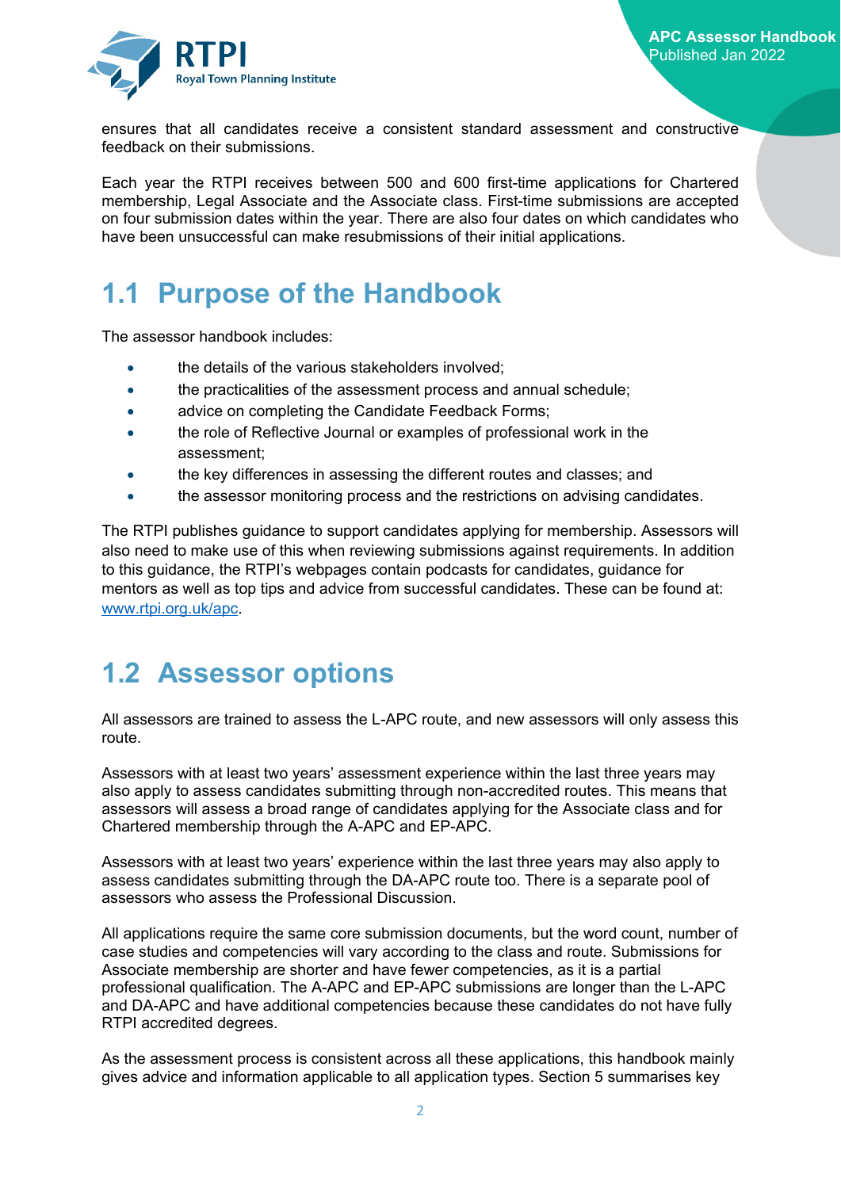ensures that all candidates receive a consistent standard assessment and constructive feedback on their submissions.

Each year the RTPI receives between 500 and 600 first-time applications for Chartered membership, Legal Associate and the Associate class. First-time submissions are accepted on four submission dates within the year. There are also four dates on which candidates who have been unsuccessful can make resubmissions of their initial applications.

## 1.1 Purpose of the Handbook

The assessor handbook includes:

- the details of the various stakeholders involved;
- the practicalities of the assessment process and annual schedule;
- advice on completing the Candidate Feedback Forms;
- the role of Reflective Journal or examples of professional work in the assessment;
- the key differences in assessing the different routes and classes; and
- the assessor monitoring process and the restrictions on advising candidates.

The RTPI publishes guidance to support candidates applying for membership. Assessors will also need to make use of this when reviewing submissions against requirements. In addition to this guidance, the RTPI's webpages contain podcasts for candidates, guidance for mentors as well as top tips and advice from successful candidates. These can be found at: [www.rtpi.org.uk/apc](www.rtpi.org.uk/apc).

## 1.2 Assessor options

All assessors are trained to assess the L-APC route, and new assessors will only assess this route.

Assessors with at least two years' assessment experience within the last three years may also apply to assess candidates submitting through non-accredited routes. This means that assessors will assess a broad range of candidates applying for the Associate class and for Chartered membership through the A-APC and EP-APC.

Assessors with at least two years' experience within the last three years may also apply to assess candidates submitting through the DA-APC route too. There is a separate pool of assessors who assess the Professional Discussion.

All applications require the same core submission documents, but the word count, number of case studies and competencies will vary according to the class and route. Submissions for Associate membership are shorter and have fewer competencies, as it is a partial professional qualification. The A-APC and EP-APC submissions are longer than the L-APC and DA-APC and have additional competencies because these candidates do not have fully RTPI accredited degrees.

As the assessment process is consistent across all these applications, this handbook mainly gives advice and information applicable to all application types. Section 5 summarises key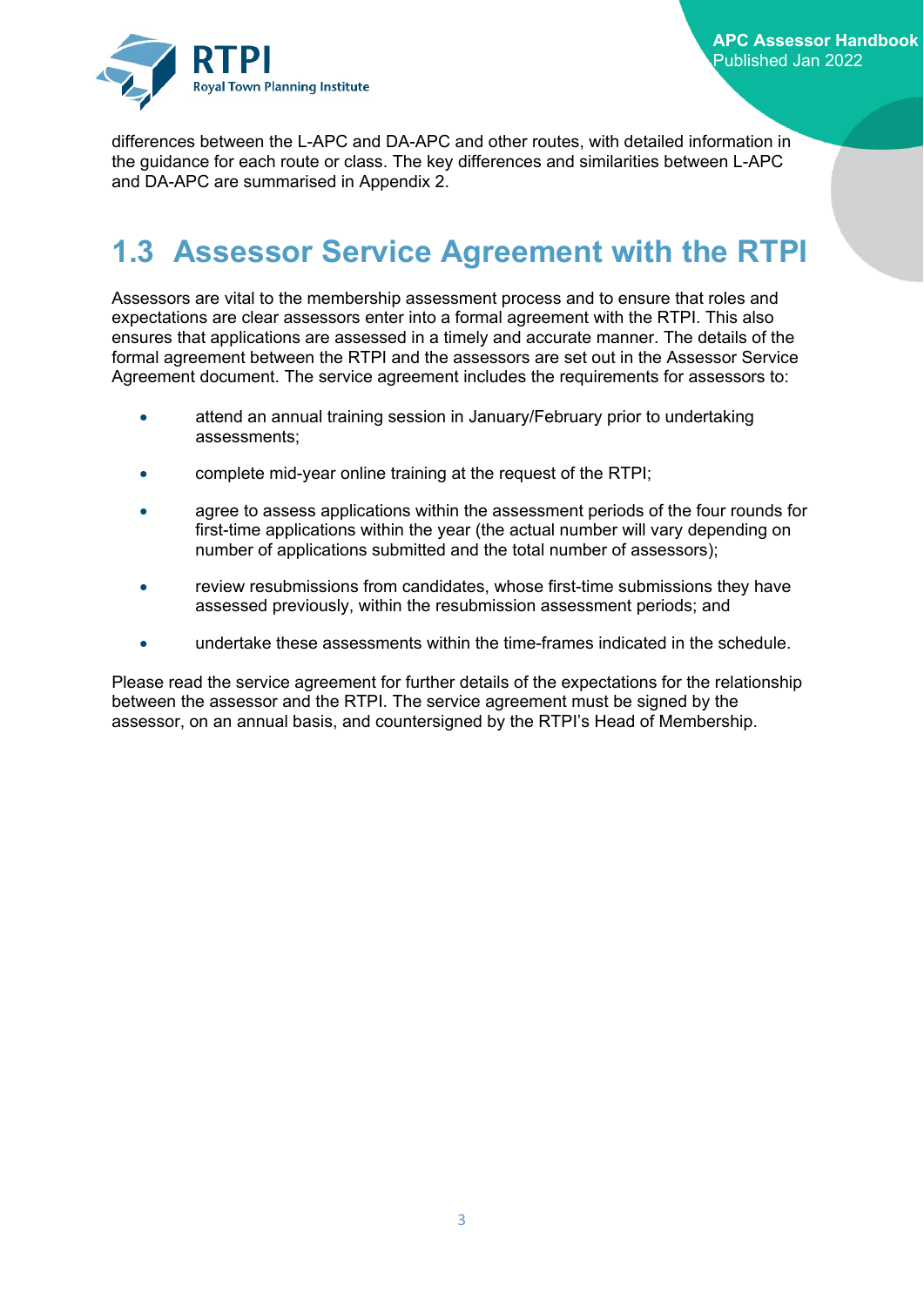differences between the L-APC and DA-APC and other routes, with detailed information in the guidance for each route or class. The key differences and similarities between L-APC and DA-APC are summarised in Appendix 2.

## 1.3 Assessor Service Agreement with the RTPI

Assessors are vital to the membership assessment process and to ensure that roles and expectations are clear assessors enter into a formal agreement with the RTPI. This also ensures that applications are assessed in a timely and accurate manner. The details of the formal agreement between the RTPI and the assessors are set out in the Assessor Service Agreement document. The service agreement includes the requirements for assessors to:

- attend an annual training session in January/February prior to undertaking assessments;
- complete mid-year online training at the request of the RTPI;
- agree to assess applications within the assessment periods of the four rounds for first-time applications within the year (the actual number will vary depending on number of applications submitted and the total number of assessors);
- review resubmissions from candidates, whose first-time submissions they have assessed previously, within the resubmission assessment periods; and
- undertake these assessments within the time-frames indicated in the schedule.

Please read the service agreement for further details of the expectations for the relationship between the assessor and the RTPI. The service agreement must be signed by the assessor, on an annual basis, and countersigned by the RTPI's Head of Membership.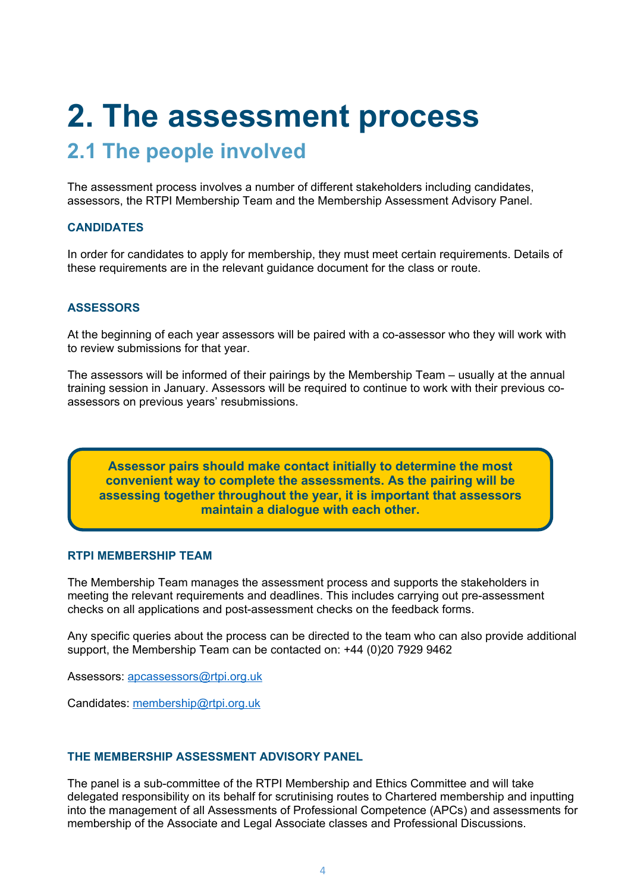# 2. The assessment process

## 2.1 The people involved

The assessment process involves a number of different stakeholders including candidates, assessors, the RTPI Membership Team and the Membership Assessment Advisory Panel.

### CANDIDATES

In order for candidates to apply for membership, they must meet certain requirements. Details of these requirements are in the relevant guidance document for the class or route.

### ASSESSORS

At the beginning of each year assessors will be paired with a co-assessor who they will work with to review submissions for that year.

The assessors will be informed of their pairings by the Membership Team – usually at the annual training session in January. Assessors will be required to continue to work with their previous co-assessors on previous years' resubmissions.

**Assessor pairs should make contact initially to determine the most convenient way to complete the assessments. As the pairing will be assessing together throughout the year, it is important that assessors maintain a dialogue with each other.**

### RTPI MEMBERSHIP TEAM

The Membership Team manages the assessment process and supports the stakeholders in meeting the relevant requirements and deadlines. This includes carrying out pre-assessment checks on all applications and post-assessment checks on the feedback forms.

Any specific queries about the process can be directed to the team who can also provide additional support, the Membership Team can be contacted on: +44 (0)20 7929 9462

Assessors: apcassessors@rtpi.org.uk

Candidates: membership@rtpi.org.uk

### THE MEMBERSHIP ASSESSMENT ADVISORY PANEL

The panel is a sub-committee of the RTPI Membership and Ethics Committee and will take delegated responsibility on its behalf for scrutinising routes to Chartered membership and inputting into the management of all Assessments of Professional Competence (APCs) and assessments for membership of the Associate and Legal Associate classes and Professional Discussions.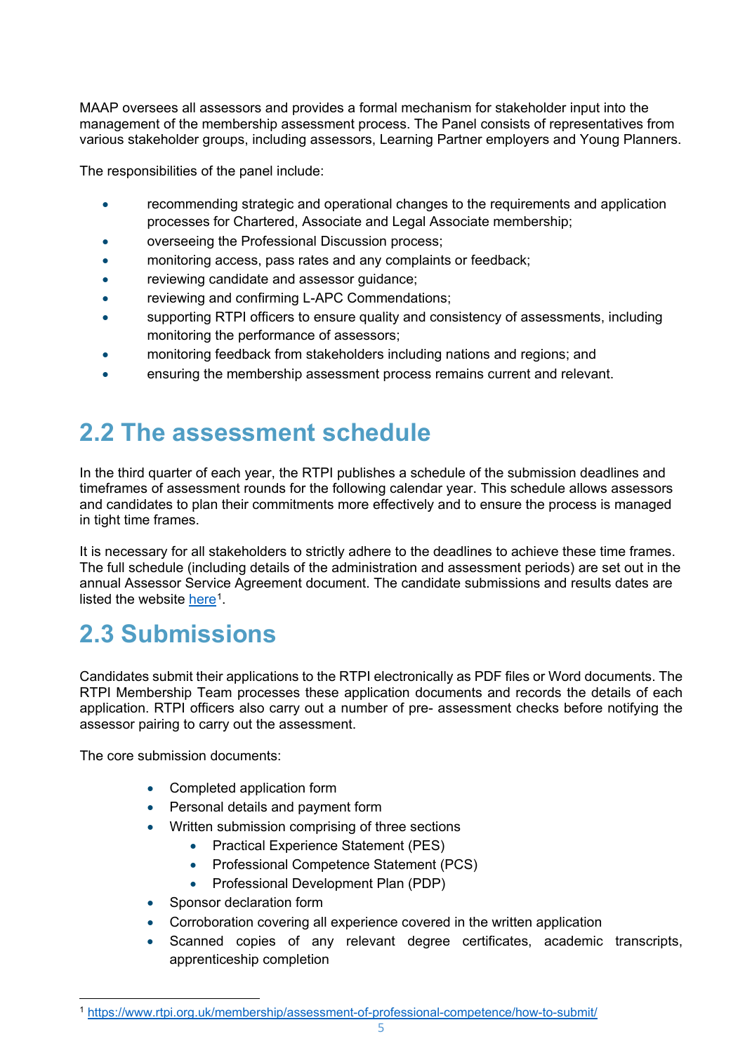MAAP oversees all assessors and provides a formal mechanism for stakeholder input into the management of the membership assessment process. The Panel consists of representatives from various stakeholder groups, including assessors, Learning Partner employers and Young Planners.

The responsibilities of the panel include:

- recommending strategic and operational changes to the requirements and application processes for Chartered, Associate and Legal Associate membership;
- overseeing the Professional Discussion process;
- monitoring access, pass rates and any complaints or feedback;
- reviewing candidate and assessor guidance;
- reviewing and confirming L-APC Commendations;
- supporting RTPI officers to ensure quality and consistency of assessments, including monitoring the performance of assessors;
- monitoring feedback from stakeholders including nations and regions; and
- ensuring the membership assessment process remains current and relevant.

## 2.2 The assessment schedule

In the third quarter of each year, the RTPI publishes a schedule of the submission deadlines and timeframes of assessment rounds for the following calendar year. This schedule allows assessors and candidates to plan their commitments more effectively and to ensure the process is managed in tight time frames.

It is necessary for all stakeholders to strictly adhere to the deadlines to achieve these time frames. The full schedule (including details of the administration and assessment periods) are set out in the annual Assessor Service Agreement document. The candidate submissions and results dates are listed the website here[1].

## 2.3 Submissions

Candidates submit their applications to the RTPI electronically as PDF files or Word documents. The RTPI Membership Team processes these application documents and records the details of each application. RTPI officers also carry out a number of pre- assessment checks before notifying the assessor pairing to carry out the assessment.

The core submission documents:

- Completed application form
- Personal details and payment form
- Written submission comprising of three sections
  - Practical Experience Statement (PES)
  - Professional Competence Statement (PCS)
  - Professional Development Plan (PDP)
- Sponsor declaration form
- Corroboration covering all experience covered in the written application
- Scanned copies of any relevant degree certificates, academic transcripts, apprenticeship completion

[1] https://www.rtpi.org.uk/membership/assessment-of-professional-competence/how-to-submit/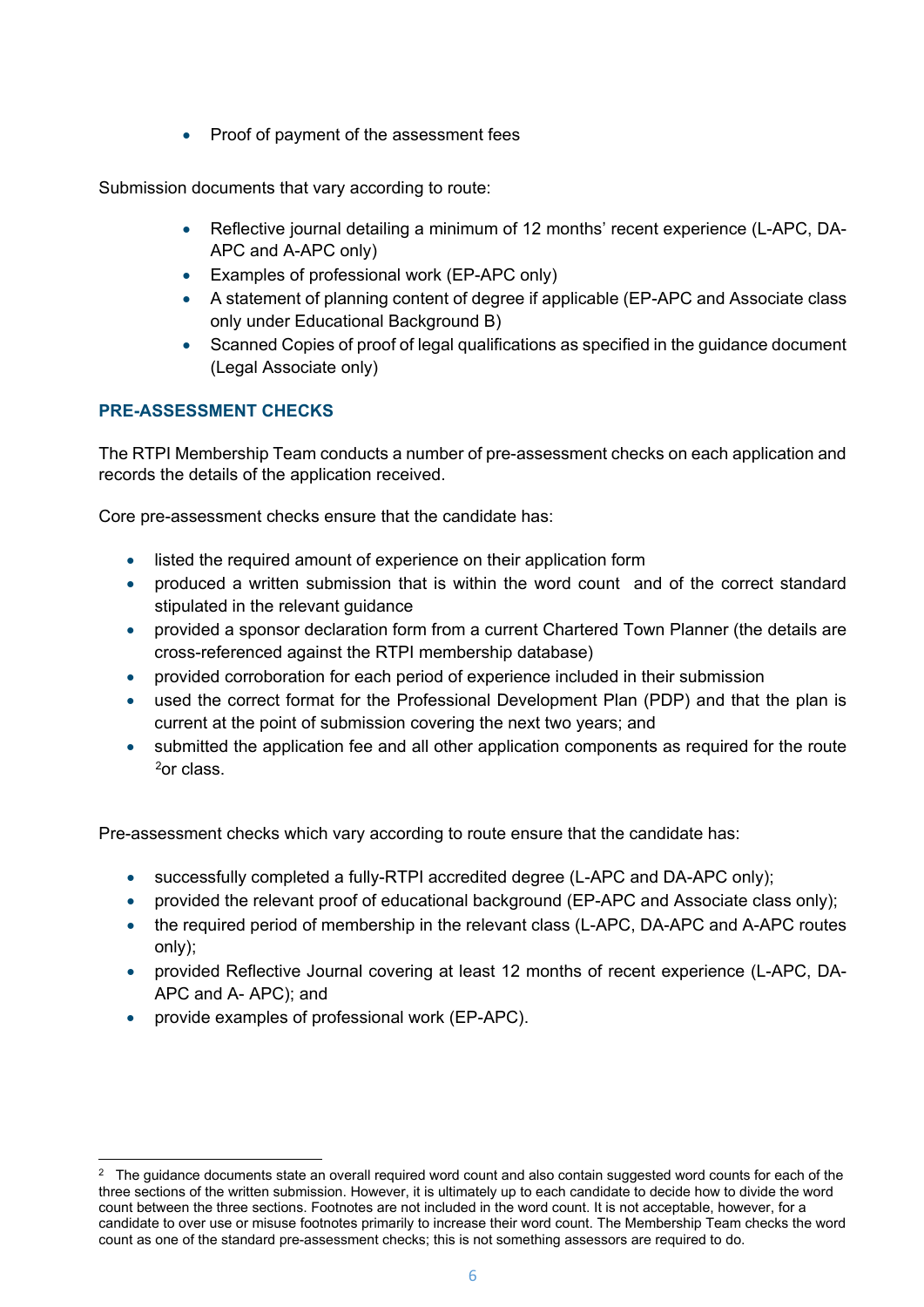- Proof of payment of the assessment fees

Submission documents that vary according to route:

- Reflective journal detailing a minimum of 12 months' recent experience (L-APC, DA-APC and A-APC only)
- Examples of professional work (EP-APC only)
- A statement of planning content of degree if applicable (EP-APC and Associate class only under Educational Background B)
- Scanned Copies of proof of legal qualifications as specified in the guidance document (Legal Associate only)

### PRE-ASSESSMENT CHECKS

The RTPI Membership Team conducts a number of pre-assessment checks on each application and records the details of the application received.

Core pre-assessment checks ensure that the candidate has:

- listed the required amount of experience on their application form
- produced a written submission that is within the word count and of the correct standard stipulated in the relevant guidance
- provided a sponsor declaration form from a current Chartered Town Planner (the details are cross-referenced against the RTPI membership database)
- provided corroboration for each period of experience included in their submission
- used the correct format for the Professional Development Plan (PDP) and that the plan is current at the point of submission covering the next two years; and
- submitted the application fee and all other application components as required for the route [2]or class.

Pre-assessment checks which vary according to route ensure that the candidate has:

- successfully completed a fully-RTPI accredited degree (L-APC and DA-APC only);
- provided the relevant proof of educational background (EP-APC and Associate class only);
- the required period of membership in the relevant class (L-APC, DA-APC and A-APC routes only);
- provided Reflective Journal covering at least 12 months of recent experience (L-APC, DA-APC and A- APC); and
- provide examples of professional work (EP-APC).

[2] The guidance documents state an overall required word count and also contain suggested word counts for each of the three sections of the written submission. However, it is ultimately up to each candidate to decide how to divide the word count between the three sections. Footnotes are not included in the word count. It is not acceptable, however, for a candidate to over use or misuse footnotes primarily to increase their word count. The Membership Team checks the word count as one of the standard pre-assessment checks; this is not something assessors are required to do.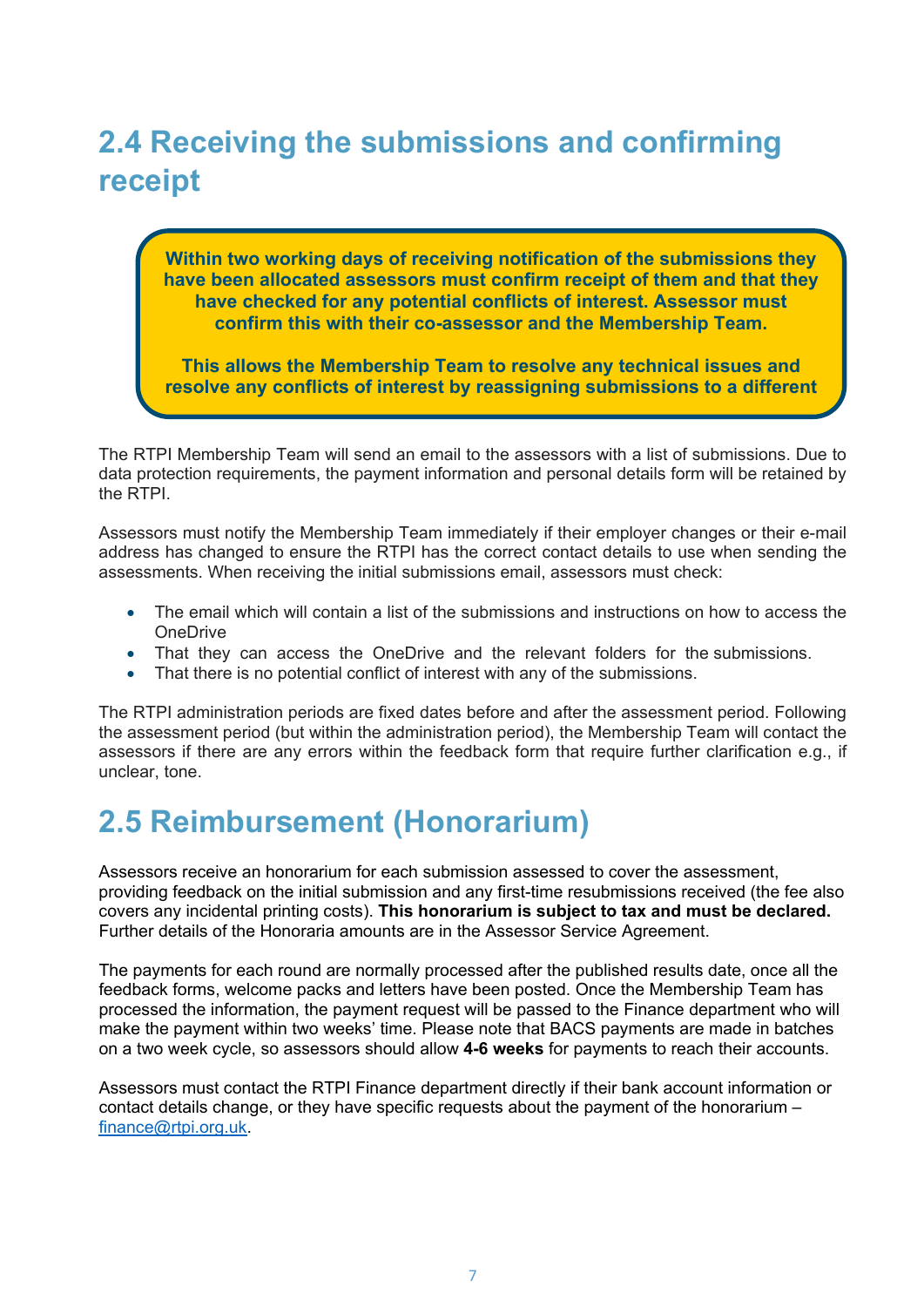## 2.4 Receiving the submissions and confirming receipt

> **Within two working days of receiving notification of the submissions they have been allocated assessors must confirm receipt of them and that they have checked for any potential conflicts of interest. Assessor must confirm this with their co-assessor and the Membership Team.**
>
> **This allows the Membership Team to resolve any technical issues and resolve any conflicts of interest by reassigning submissions to a different**

The RTPI Membership Team will send an email to the assessors with a list of submissions. Due to data protection requirements, the payment information and personal details form will be retained by the RTPI.

Assessors must notify the Membership Team immediately if their employer changes or their e-mail address has changed to ensure the RTPI has the correct contact details to use when sending the assessments. When receiving the initial submissions email, assessors must check:

- The email which will contain a list of the submissions and instructions on how to access the OneDrive
- That they can access the OneDrive and the relevant folders for the submissions.
- That there is no potential conflict of interest with any of the submissions.

The RTPI administration periods are fixed dates before and after the assessment period. Following the assessment period (but within the administration period), the Membership Team will contact the assessors if there are any errors within the feedback form that require further clarification e.g., if unclear, tone.

## 2.5 Reimbursement (Honorarium)

Assessors receive an honorarium for each submission assessed to cover the assessment, providing feedback on the initial submission and any first-time resubmissions received (the fee also covers any incidental printing costs). **This honorarium is subject to tax and must be declared.** Further details of the Honoraria amounts are in the Assessor Service Agreement.

The payments for each round are normally processed after the published results date, once all the feedback forms, welcome packs and letters have been posted. Once the Membership Team has processed the information, the payment request will be passed to the Finance department who will make the payment within two weeks' time. Please note that BACS payments are made in batches on a two week cycle, so assessors should allow **4-6 weeks** for payments to reach their accounts.

Assessors must contact the RTPI Finance department directly if their bank account information or contact details change, or they have specific requests about the payment of the honorarium – finance@rtpi.org.uk.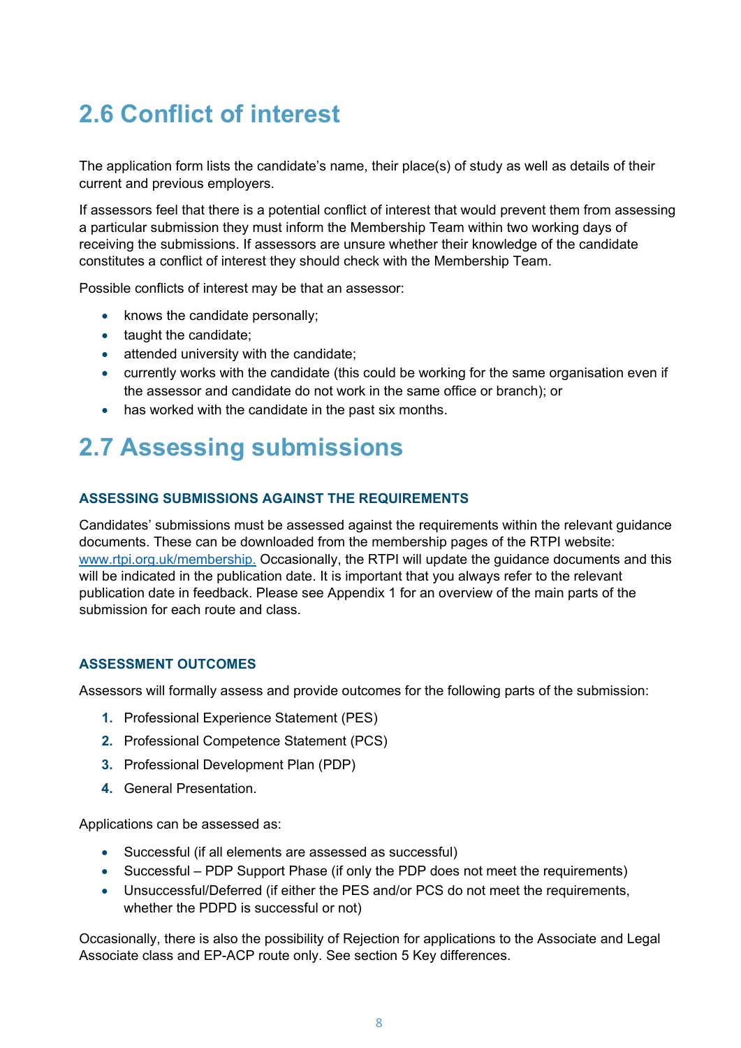## 2.6 Conflict of interest

The application form lists the candidate's name, their place(s) of study as well as details of their current and previous employers.

If assessors feel that there is a potential conflict of interest that would prevent them from assessing a particular submission they must inform the Membership Team within two working days of receiving the submissions. If assessors are unsure whether their knowledge of the candidate constitutes a conflict of interest they should check with the Membership Team.

Possible conflicts of interest may be that an assessor:

- knows the candidate personally;
- taught the candidate;
- attended university with the candidate;
- currently works with the candidate (this could be working for the same organisation even if the assessor and candidate do not work in the same office or branch); or
- has worked with the candidate in the past six months.

## 2.7 Assessing submissions

### ASSESSING SUBMISSIONS AGAINST THE REQUIREMENTS

Candidates' submissions must be assessed against the requirements within the relevant guidance documents. These can be downloaded from the membership pages of the RTPI website: www.rtpi.org.uk/membership. Occasionally, the RTPI will update the guidance documents and this will be indicated in the publication date. It is important that you always refer to the relevant publication date in feedback. Please see Appendix 1 for an overview of the main parts of the submission for each route and class.

### ASSESSMENT OUTCOMES

Assessors will formally assess and provide outcomes for the following parts of the submission:

1. Professional Experience Statement (PES)
2. Professional Competence Statement (PCS)
3. Professional Development Plan (PDP)
4. General Presentation.

Applications can be assessed as:

- Successful (if all elements are assessed as successful)
- Successful – PDP Support Phase (if only the PDP does not meet the requirements)
- Unsuccessful/Deferred (if either the PES and/or PCS do not meet the requirements, whether the PDPD is successful or not)

Occasionally, there is also the possibility of Rejection for applications to the Associate and Legal Associate class and EP-ACP route only. See section 5 Key differences.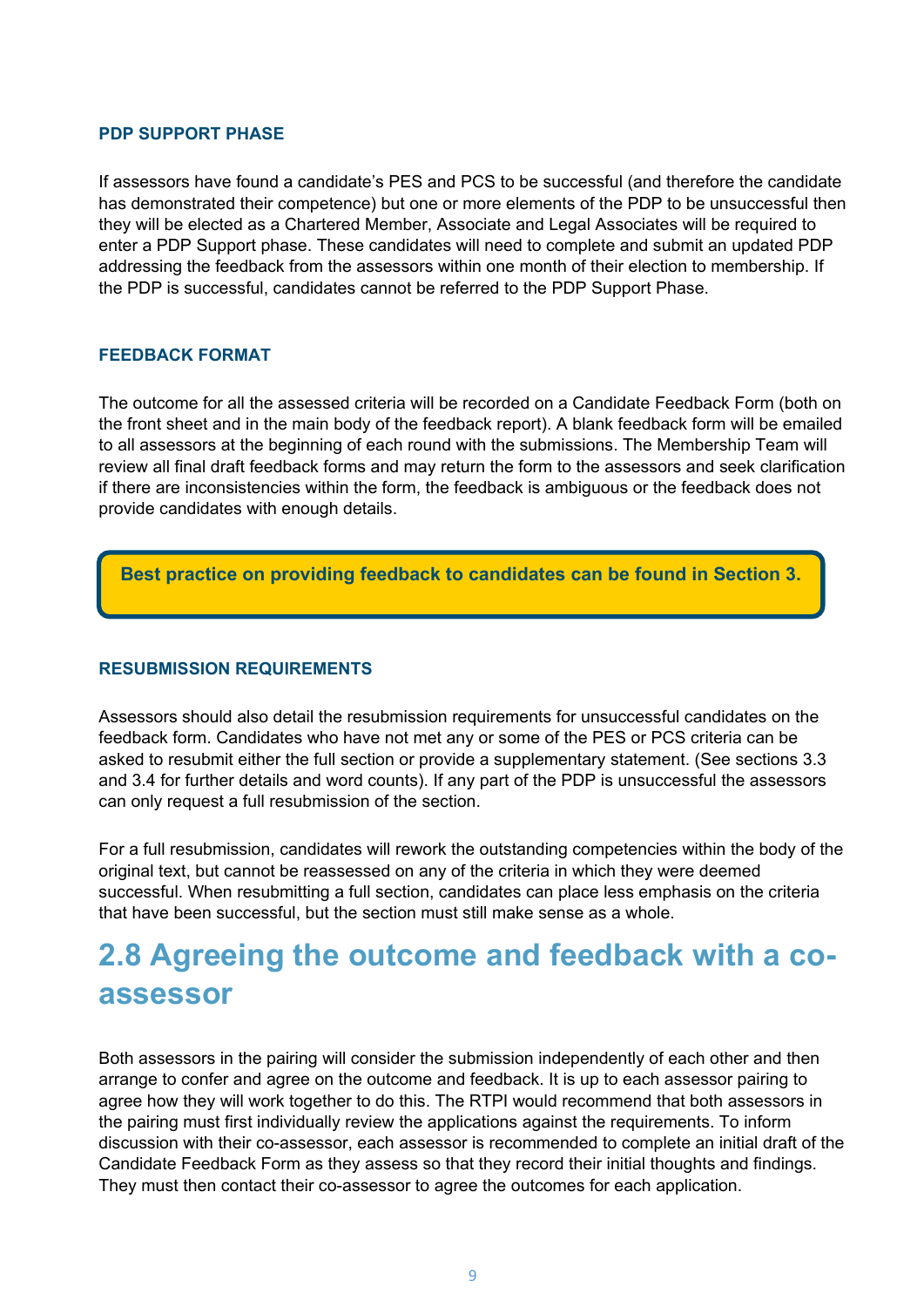### PDP SUPPORT PHASE

If assessors have found a candidate's PES and PCS to be successful (and therefore the candidate has demonstrated their competence) but one or more elements of the PDP to be unsuccessful then they will be elected as a Chartered Member, Associate and Legal Associates will be required to enter a PDP Support phase. These candidates will need to complete and submit an updated PDP addressing the feedback from the assessors within one month of their election to membership. If the PDP is successful, candidates cannot be referred to the PDP Support Phase.

### FEEDBACK FORMAT

The outcome for all the assessed criteria will be recorded on a Candidate Feedback Form (both on the front sheet and in the main body of the feedback report). A blank feedback form will be emailed to all assessors at the beginning of each round with the submissions. The Membership Team will review all final draft feedback forms and may return the form to the assessors and seek clarification if there are inconsistencies within the form, the feedback is ambiguous or the feedback does not provide candidates with enough details.

**Best practice on providing feedback to candidates can be found in Section 3.**

### RESUBMISSION REQUIREMENTS

Assessors should also detail the resubmission requirements for unsuccessful candidates on the feedback form. Candidates who have not met any or some of the PES or PCS criteria can be asked to resubmit either the full section or provide a supplementary statement. (See sections 3.3 and 3.4 for further details and word counts). If any part of the PDP is unsuccessful the assessors can only request a full resubmission of the section.

For a full resubmission, candidates will rework the outstanding competencies within the body of the original text, but cannot be reassessed on any of the criteria in which they were deemed successful. When resubmitting a full section, candidates can place less emphasis on the criteria that have been successful, but the section must still make sense as a whole.

## 2.8 Agreeing the outcome and feedback with a co-assessor

Both assessors in the pairing will consider the submission independently of each other and then arrange to confer and agree on the outcome and feedback. It is up to each assessor pairing to agree how they will work together to do this. The RTPI would recommend that both assessors in the pairing must first individually review the applications against the requirements. To inform discussion with their co-assessor, each assessor is recommended to complete an initial draft of the Candidate Feedback Form as they assess so that they record their initial thoughts and findings. They must then contact their co-assessor to agree the outcomes for each application.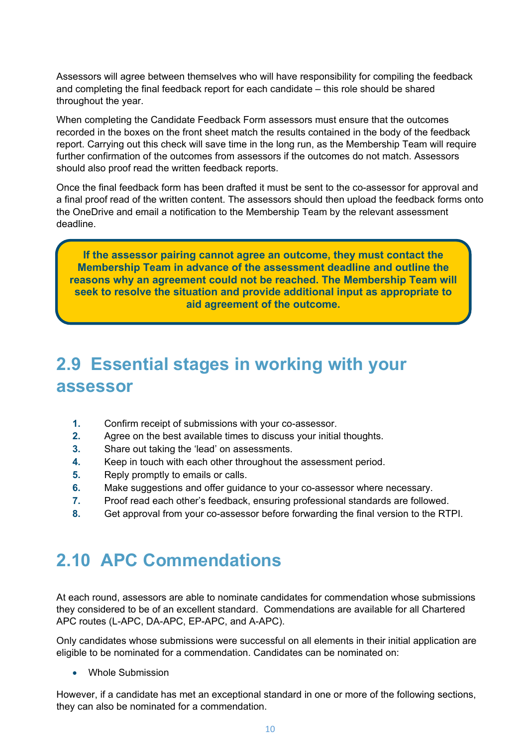Assessors will agree between themselves who will have responsibility for compiling the feedback and completing the final feedback report for each candidate – this role should be shared throughout the year.

When completing the Candidate Feedback Form assessors must ensure that the outcomes recorded in the boxes on the front sheet match the results contained in the body of the feedback report. Carrying out this check will save time in the long run, as the Membership Team will require further confirmation of the outcomes from assessors if the outcomes do not match. Assessors should also proof read the written feedback reports.

Once the final feedback form has been drafted it must be sent to the co-assessor for approval and a final proof read of the written content. The assessors should then upload the feedback forms onto the OneDrive and email a notification to the Membership Team by the relevant assessment deadline.

**If the assessor pairing cannot agree an outcome, they must contact the Membership Team in advance of the assessment deadline and outline the reasons why an agreement could not be reached. The Membership Team will seek to resolve the situation and provide additional input as appropriate to aid agreement of the outcome.**

## 2.9 Essential stages in working with your assessor

1. Confirm receipt of submissions with your co-assessor.
2. Agree on the best available times to discuss your initial thoughts.
3. Share out taking the 'lead' on assessments.
4. Keep in touch with each other throughout the assessment period.
5. Reply promptly to emails or calls.
6. Make suggestions and offer guidance to your co-assessor where necessary.
7. Proof read each other's feedback, ensuring professional standards are followed.
8. Get approval from your co-assessor before forwarding the final version to the RTPI.

## 2.10 APC Commendations

At each round, assessors are able to nominate candidates for commendation whose submissions they considered to be of an excellent standard. Commendations are available for all Chartered APC routes (L-APC, DA-APC, EP-APC, and A-APC).

Only candidates whose submissions were successful on all elements in their initial application are eligible to be nominated for a commendation. Candidates can be nominated on:

- Whole Submission

However, if a candidate has met an exceptional standard in one or more of the following sections, they can also be nominated for a commendation.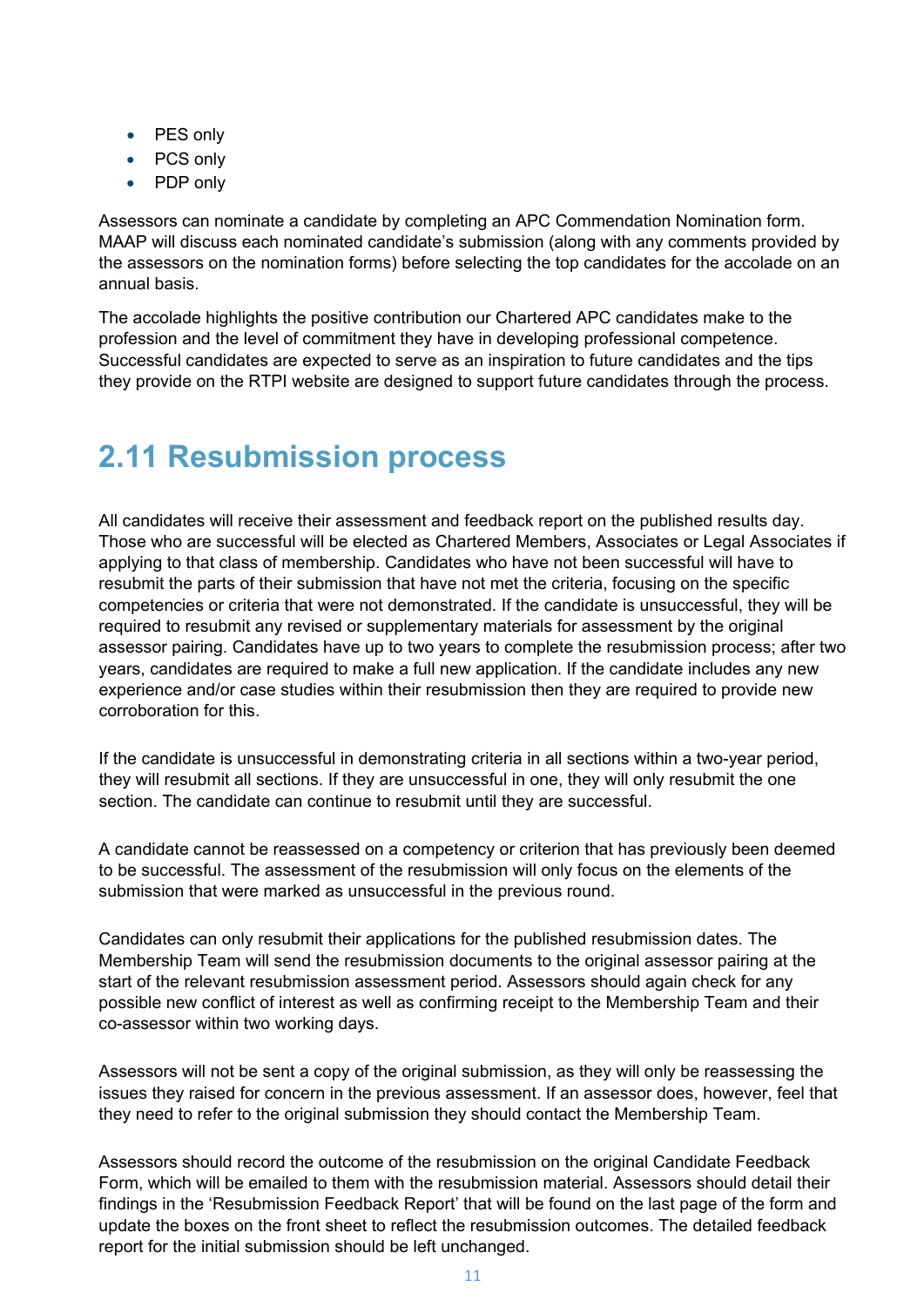- PES only
- PCS only
- PDP only

Assessors can nominate a candidate by completing an APC Commendation Nomination form. MAAP will discuss each nominated candidate's submission (along with any comments provided by the assessors on the nomination forms) before selecting the top candidates for the accolade on an annual basis.

The accolade highlights the positive contribution our Chartered APC candidates make to the profession and the level of commitment they have in developing professional competence. Successful candidates are expected to serve as an inspiration to future candidates and the tips they provide on the RTPI website are designed to support future candidates through the process.

## 2.11 Resubmission process

All candidates will receive their assessment and feedback report on the published results day. Those who are successful will be elected as Chartered Members, Associates or Legal Associates if applying to that class of membership. Candidates who have not been successful will have to resubmit the parts of their submission that have not met the criteria, focusing on the specific competencies or criteria that were not demonstrated. If the candidate is unsuccessful, they will be required to resubmit any revised or supplementary materials for assessment by the original assessor pairing. Candidates have up to two years to complete the resubmission process; after two years, candidates are required to make a full new application. If the candidate includes any new experience and/or case studies within their resubmission then they are required to provide new corroboration for this.

If the candidate is unsuccessful in demonstrating criteria in all sections within a two-year period, they will resubmit all sections. If they are unsuccessful in one, they will only resubmit the one section. The candidate can continue to resubmit until they are successful.

A candidate cannot be reassessed on a competency or criterion that has previously been deemed to be successful. The assessment of the resubmission will only focus on the elements of the submission that were marked as unsuccessful in the previous round.

Candidates can only resubmit their applications for the published resubmission dates. The Membership Team will send the resubmission documents to the original assessor pairing at the start of the relevant resubmission assessment period. Assessors should again check for any possible new conflict of interest as well as confirming receipt to the Membership Team and their co-assessor within two working days.

Assessors will not be sent a copy of the original submission, as they will only be reassessing the issues they raised for concern in the previous assessment. If an assessor does, however, feel that they need to refer to the original submission they should contact the Membership Team.

Assessors should record the outcome of the resubmission on the original Candidate Feedback Form, which will be emailed to them with the resubmission material. Assessors should detail their findings in the 'Resubmission Feedback Report' that will be found on the last page of the form and update the boxes on the front sheet to reflect the resubmission outcomes. The detailed feedback report for the initial submission should be left unchanged.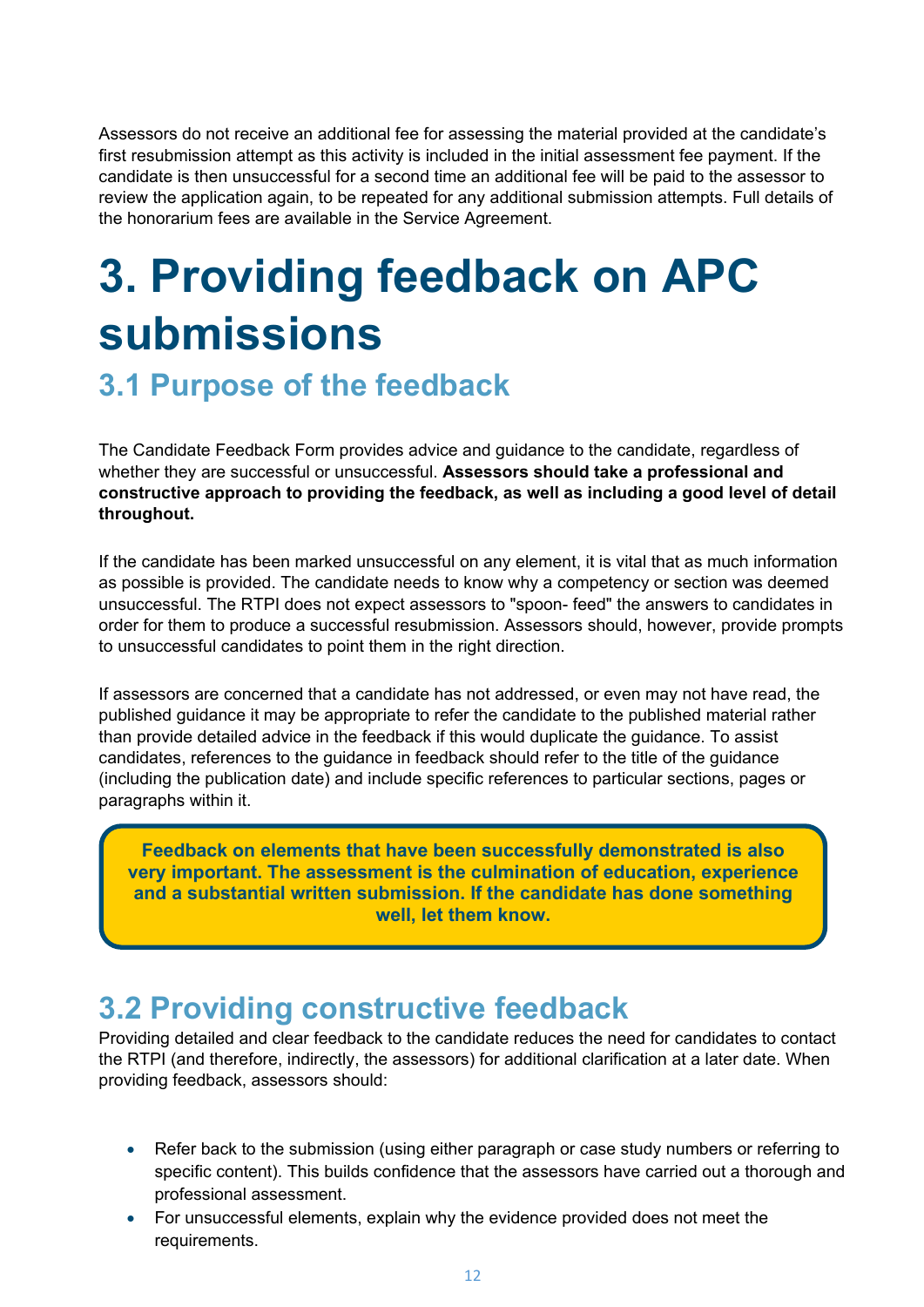Assessors do not receive an additional fee for assessing the material provided at the candidate's first resubmission attempt as this activity is included in the initial assessment fee payment. If the candidate is then unsuccessful for a second time an additional fee will be paid to the assessor to review the application again, to be repeated for any additional submission attempts. Full details of the honorarium fees are available in the Service Agreement.

# 3. Providing feedback on APC submissions

## 3.1 Purpose of the feedback

The Candidate Feedback Form provides advice and guidance to the candidate, regardless of whether they are successful or unsuccessful. **Assessors should take a professional and constructive approach to providing the feedback, as well as including a good level of detail throughout.**

If the candidate has been marked unsuccessful on any element, it is vital that as much information as possible is provided. The candidate needs to know why a competency or section was deemed unsuccessful. The RTPI does not expect assessors to "spoon- feed" the answers to candidates in order for them to produce a successful resubmission. Assessors should, however, provide prompts to unsuccessful candidates to point them in the right direction.

If assessors are concerned that a candidate has not addressed, or even may not have read, the published guidance it may be appropriate to refer the candidate to the published material rather than provide detailed advice in the feedback if this would duplicate the guidance. To assist candidates, references to the guidance in feedback should refer to the title of the guidance (including the publication date) and include specific references to particular sections, pages or paragraphs within it.

**Feedback on elements that have been successfully demonstrated is also very important. The assessment is the culmination of education, experience and a substantial written submission. If the candidate has done something well, let them know.**

## 3.2 Providing constructive feedback

Providing detailed and clear feedback to the candidate reduces the need for candidates to contact the RTPI (and therefore, indirectly, the assessors) for additional clarification at a later date. When providing feedback, assessors should:

- Refer back to the submission (using either paragraph or case study numbers or referring to specific content). This builds confidence that the assessors have carried out a thorough and professional assessment.
- For unsuccessful elements, explain why the evidence provided does not meet the requirements.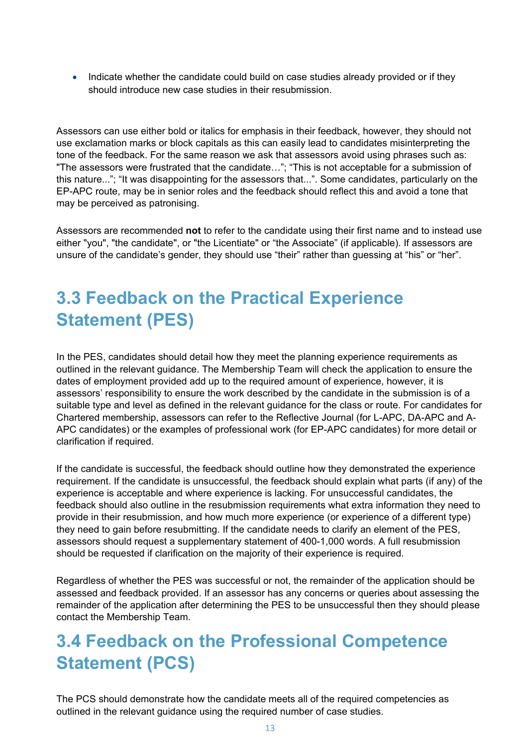- Indicate whether the candidate could build on case studies already provided or if they should introduce new case studies in their resubmission.

Assessors can use either bold or italics for emphasis in their feedback, however, they should not use exclamation marks or block capitals as this can easily lead to candidates misinterpreting the tone of the feedback. For the same reason we ask that assessors avoid using phrases such as: "The assessors were frustrated that the candidate…"; "This is not acceptable for a submission of this nature..."; "It was disappointing for the assessors that...". Some candidates, particularly on the EP-APC route, may be in senior roles and the feedback should reflect this and avoid a tone that may be perceived as patronising.

Assessors are recommended **not** to refer to the candidate using their first name and to instead use either "you", "the candidate", or "the Licentiate" or "the Associate" (if applicable). If assessors are unsure of the candidate's gender, they should use "their" rather than guessing at "his" or "her".

## 3.3 Feedback on the Practical Experience Statement (PES)

In the PES, candidates should detail how they meet the planning experience requirements as outlined in the relevant guidance. The Membership Team will check the application to ensure the dates of employment provided add up to the required amount of experience, however, it is assessors' responsibility to ensure the work described by the candidate in the submission is of a suitable type and level as defined in the relevant guidance for the class or route. For candidates for Chartered membership, assessors can refer to the Reflective Journal (for L-APC, DA-APC and A-APC candidates) or the examples of professional work (for EP-APC candidates) for more detail or clarification if required.

If the candidate is successful, the feedback should outline how they demonstrated the experience requirement. If the candidate is unsuccessful, the feedback should explain what parts (if any) of the experience is acceptable and where experience is lacking. For unsuccessful candidates, the feedback should also outline in the resubmission requirements what extra information they need to provide in their resubmission, and how much more experience (or experience of a different type) they need to gain before resubmitting. If the candidate needs to clarify an element of the PES, assessors should request a supplementary statement of 400-1,000 words. A full resubmission should be requested if clarification on the majority of their experience is required.

Regardless of whether the PES was successful or not, the remainder of the application should be assessed and feedback provided. If an assessor has any concerns or queries about assessing the remainder of the application after determining the PES to be unsuccessful then they should please contact the Membership Team.

## 3.4 Feedback on the Professional Competence Statement (PCS)

The PCS should demonstrate how the candidate meets all of the required competencies as outlined in the relevant guidance using the required number of case studies.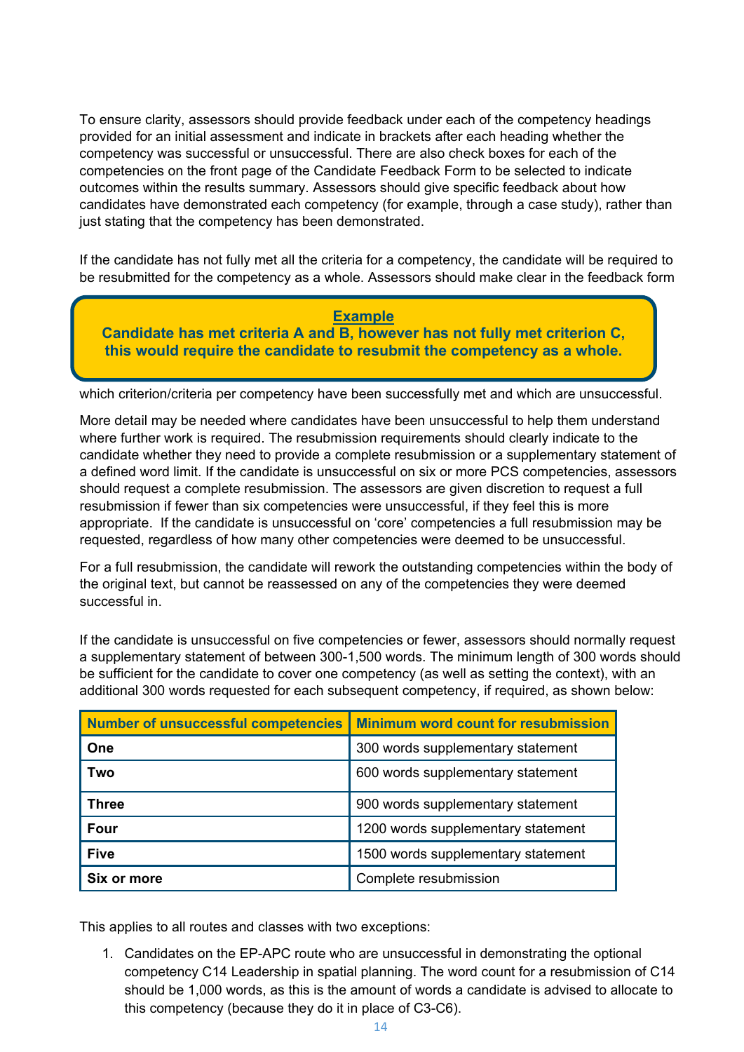To ensure clarity, assessors should provide feedback under each of the competency headings provided for an initial assessment and indicate in brackets after each heading whether the competency was successful or unsuccessful. There are also check boxes for each of the competencies on the front page of the Candidate Feedback Form to be selected to indicate outcomes within the results summary. Assessors should give specific feedback about how candidates have demonstrated each competency (for example, through a case study), rather than just stating that the competency has been demonstrated.

If the candidate has not fully met all the criteria for a competency, the candidate will be required to be resubmitted for the competency as a whole. Assessors should make clear in the feedback form which criterion/criteria per competency have been successfully met and which are unsuccessful.

> **Example**
> **Candidate has met criteria A and B, however has not fully met criterion C, this would require the candidate to resubmit the competency as a whole.**

More detail may be needed where candidates have been unsuccessful to help them understand where further work is required. The resubmission requirements should clearly indicate to the candidate whether they need to provide a complete resubmission or a supplementary statement of a defined word limit. If the candidate is unsuccessful on six or more PCS competencies, assessors should request a complete resubmission. The assessors are given discretion to request a full resubmission if fewer than six competencies were unsuccessful, if they feel this is more appropriate. If the candidate is unsuccessful on 'core' competencies a full resubmission may be requested, regardless of how many other competencies were deemed to be unsuccessful.

For a full resubmission, the candidate will rework the outstanding competencies within the body of the original text, but cannot be reassessed on any of the competencies they were deemed successful in.

If the candidate is unsuccessful on five competencies or fewer, assessors should normally request a supplementary statement of between 300-1,500 words. The minimum length of 300 words should be sufficient for the candidate to cover one competency (as well as setting the context), with an additional 300 words requested for each subsequent competency, if required, as shown below:

| Number of unsuccessful competencies | Minimum word count for resubmission |
| --- | --- |
| **One** | 300 words supplementary statement |
| **Two** | 600 words supplementary statement |
| **Three** | 900 words supplementary statement |
| **Four** | 1200 words supplementary statement |
| **Five** | 1500 words supplementary statement |
| **Six or more** | Complete resubmission |

This applies to all routes and classes with two exceptions:

1. Candidates on the EP-APC route who are unsuccessful in demonstrating the optional competency C14 Leadership in spatial planning. The word count for a resubmission of C14 should be 1,000 words, as this is the amount of words a candidate is advised to allocate to this competency (because they do it in place of C3-C6).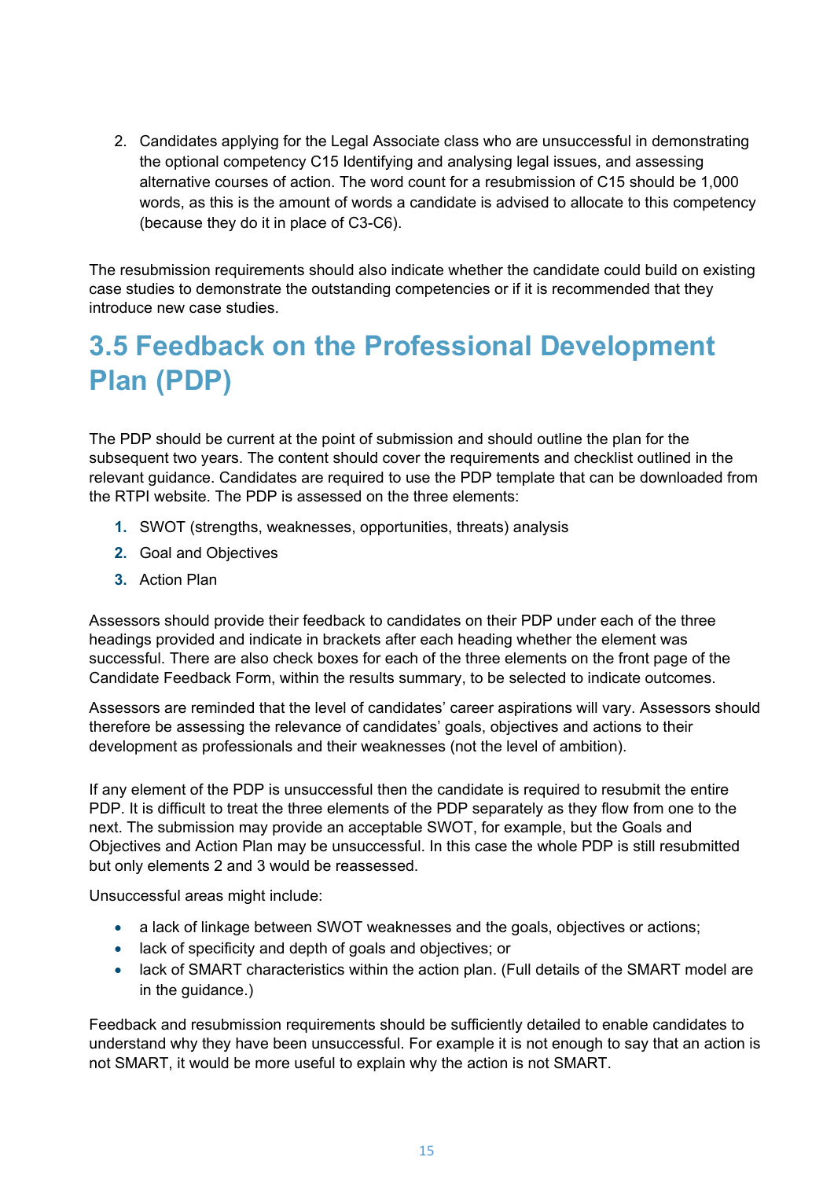2. Candidates applying for the Legal Associate class who are unsuccessful in demonstrating the optional competency C15 Identifying and analysing legal issues, and assessing alternative courses of action. The word count for a resubmission of C15 should be 1,000 words, as this is the amount of words a candidate is advised to allocate to this competency (because they do it in place of C3-C6).

The resubmission requirements should also indicate whether the candidate could build on existing case studies to demonstrate the outstanding competencies or if it is recommended that they introduce new case studies.

## 3.5 Feedback on the Professional Development Plan (PDP)

The PDP should be current at the point of submission and should outline the plan for the subsequent two years. The content should cover the requirements and checklist outlined in the relevant guidance. Candidates are required to use the PDP template that can be downloaded from the RTPI website. The PDP is assessed on the three elements:

1. SWOT (strengths, weaknesses, opportunities, threats) analysis
2. Goal and Objectives
3. Action Plan

Assessors should provide their feedback to candidates on their PDP under each of the three headings provided and indicate in brackets after each heading whether the element was successful. There are also check boxes for each of the three elements on the front page of the Candidate Feedback Form, within the results summary, to be selected to indicate outcomes.

Assessors are reminded that the level of candidates' career aspirations will vary. Assessors should therefore be assessing the relevance of candidates' goals, objectives and actions to their development as professionals and their weaknesses (not the level of ambition).

If any element of the PDP is unsuccessful then the candidate is required to resubmit the entire PDP. It is difficult to treat the three elements of the PDP separately as they flow from one to the next. The submission may provide an acceptable SWOT, for example, but the Goals and Objectives and Action Plan may be unsuccessful. In this case the whole PDP is still resubmitted but only elements 2 and 3 would be reassessed.

Unsuccessful areas might include:

- a lack of linkage between SWOT weaknesses and the goals, objectives or actions;
- lack of specificity and depth of goals and objectives; or
- lack of SMART characteristics within the action plan. (Full details of the SMART model are in the guidance.)

Feedback and resubmission requirements should be sufficiently detailed to enable candidates to understand why they have been unsuccessful. For example it is not enough to say that an action is not SMART, it would be more useful to explain why the action is not SMART.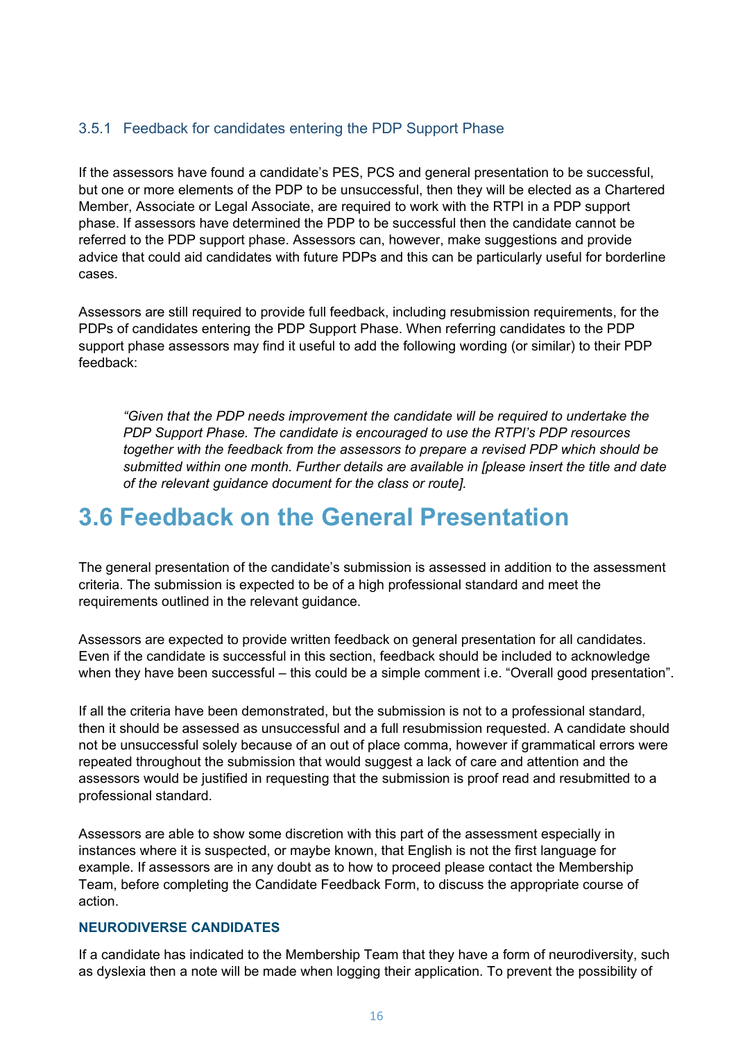### 3.5.1 Feedback for candidates entering the PDP Support Phase

If the assessors have found a candidate's PES, PCS and general presentation to be successful, but one or more elements of the PDP to be unsuccessful, then they will be elected as a Chartered Member, Associate or Legal Associate, are required to work with the RTPI in a PDP support phase. If assessors have determined the PDP to be successful then the candidate cannot be referred to the PDP support phase. Assessors can, however, make suggestions and provide advice that could aid candidates with future PDPs and this can be particularly useful for borderline cases.

Assessors are still required to provide full feedback, including resubmission requirements, for the PDPs of candidates entering the PDP Support Phase. When referring candidates to the PDP support phase assessors may find it useful to add the following wording (or similar) to their PDP feedback:

> *"Given that the PDP needs improvement the candidate will be required to undertake the PDP Support Phase. The candidate is encouraged to use the RTPI's PDP resources together with the feedback from the assessors to prepare a revised PDP which should be submitted within one month. Further details are available in [please insert the title and date of the relevant guidance document for the class or route].*

## 3.6 Feedback on the General Presentation

The general presentation of the candidate's submission is assessed in addition to the assessment criteria. The submission is expected to be of a high professional standard and meet the requirements outlined in the relevant guidance.

Assessors are expected to provide written feedback on general presentation for all candidates. Even if the candidate is successful in this section, feedback should be included to acknowledge when they have been successful – this could be a simple comment i.e. "Overall good presentation".

If all the criteria have been demonstrated, but the submission is not to a professional standard, then it should be assessed as unsuccessful and a full resubmission requested. A candidate should not be unsuccessful solely because of an out of place comma, however if grammatical errors were repeated throughout the submission that would suggest a lack of care and attention and the assessors would be justified in requesting that the submission is proof read and resubmitted to a professional standard.

Assessors are able to show some discretion with this part of the assessment especially in instances where it is suspected, or maybe known, that English is not the first language for example. If assessors are in any doubt as to how to proceed please contact the Membership Team, before completing the Candidate Feedback Form, to discuss the appropriate course of action.

#### NEURODIVERSE CANDIDATES

If a candidate has indicated to the Membership Team that they have a form of neurodiversity, such as dyslexia then a note will be made when logging their application. To prevent the possibility of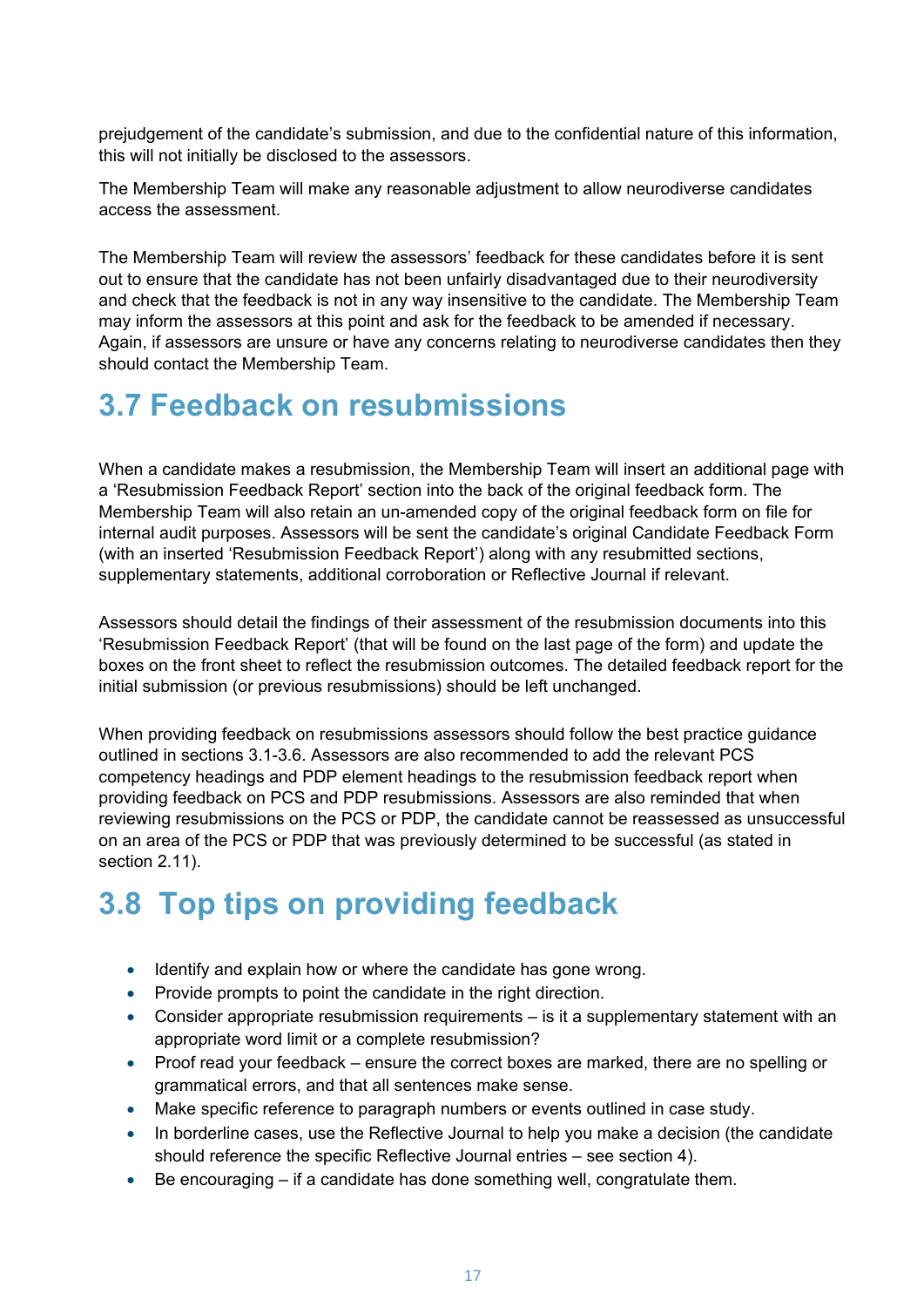prejudgement of the candidate's submission, and due to the confidential nature of this information, this will not initially be disclosed to the assessors.

The Membership Team will make any reasonable adjustment to allow neurodiverse candidates access the assessment.

The Membership Team will review the assessors' feedback for these candidates before it is sent out to ensure that the candidate has not been unfairly disadvantaged due to their neurodiversity and check that the feedback is not in any way insensitive to the candidate. The Membership Team may inform the assessors at this point and ask for the feedback to be amended if necessary. Again, if assessors are unsure or have any concerns relating to neurodiverse candidates then they should contact the Membership Team.

## 3.7 Feedback on resubmissions

When a candidate makes a resubmission, the Membership Team will insert an additional page with a 'Resubmission Feedback Report' section into the back of the original feedback form. The Membership Team will also retain an un-amended copy of the original feedback form on file for internal audit purposes. Assessors will be sent the candidate's original Candidate Feedback Form (with an inserted 'Resubmission Feedback Report') along with any resubmitted sections, supplementary statements, additional corroboration or Reflective Journal if relevant.

Assessors should detail the findings of their assessment of the resubmission documents into this 'Resubmission Feedback Report' (that will be found on the last page of the form) and update the boxes on the front sheet to reflect the resubmission outcomes. The detailed feedback report for the initial submission (or previous resubmissions) should be left unchanged.

When providing feedback on resubmissions assessors should follow the best practice guidance outlined in sections 3.1-3.6. Assessors are also recommended to add the relevant PCS competency headings and PDP element headings to the resubmission feedback report when providing feedback on PCS and PDP resubmissions. Assessors are also reminded that when reviewing resubmissions on the PCS or PDP, the candidate cannot be reassessed as unsuccessful on an area of the PCS or PDP that was previously determined to be successful (as stated in section 2.11).

## 3.8 Top tips on providing feedback

- Identify and explain how or where the candidate has gone wrong.
- Provide prompts to point the candidate in the right direction.
- Consider appropriate resubmission requirements – is it a supplementary statement with an appropriate word limit or a complete resubmission?
- Proof read your feedback – ensure the correct boxes are marked, there are no spelling or grammatical errors, and that all sentences make sense.
- Make specific reference to paragraph numbers or events outlined in case study.
- In borderline cases, use the Reflective Journal to help you make a decision (the candidate should reference the specific Reflective Journal entries – see section 4).
- Be encouraging – if a candidate has done something well, congratulate them.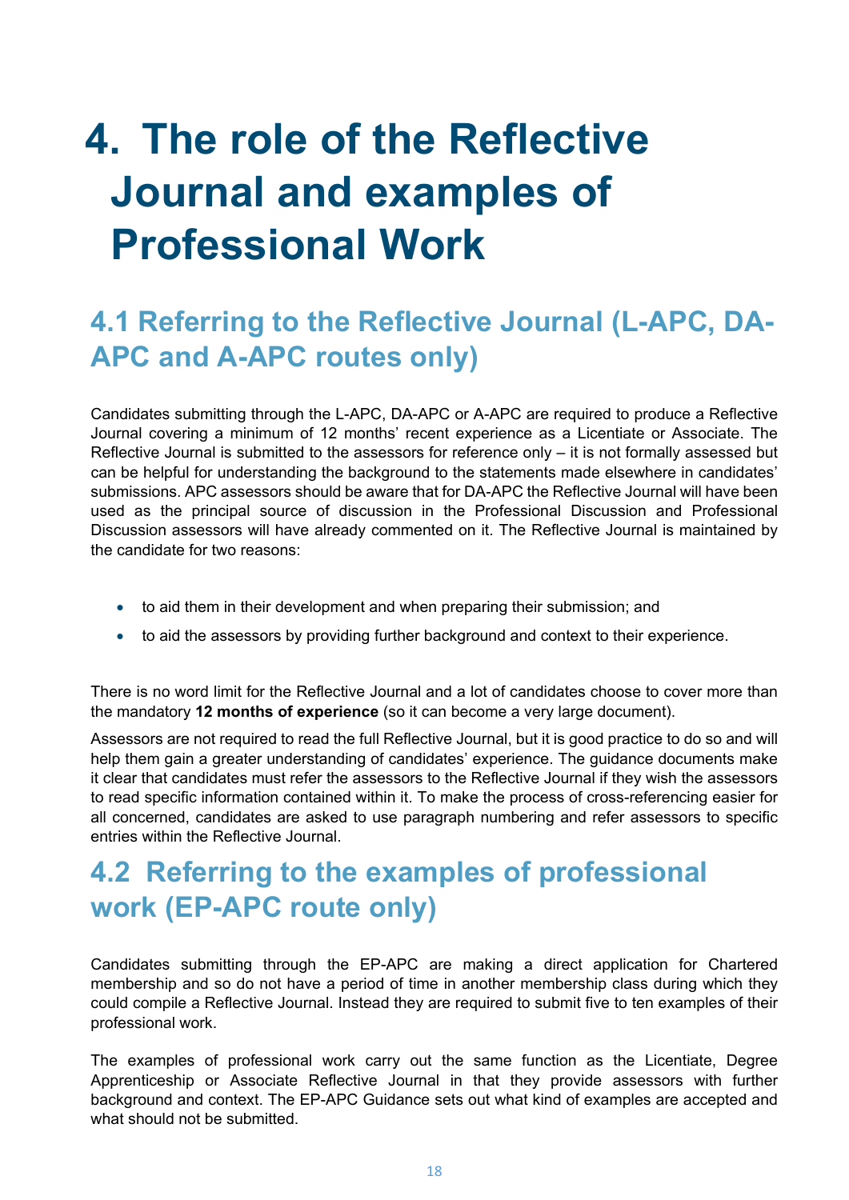# 4. The role of the Reflective Journal and examples of Professional Work

## 4.1 Referring to the Reflective Journal (L-APC, DA-APC and A-APC routes only)

Candidates submitting through the L-APC, DA-APC or A-APC are required to produce a Reflective Journal covering a minimum of 12 months' recent experience as a Licentiate or Associate. The Reflective Journal is submitted to the assessors for reference only – it is not formally assessed but can be helpful for understanding the background to the statements made elsewhere in candidates' submissions. APC assessors should be aware that for DA-APC the Reflective Journal will have been used as the principal source of discussion in the Professional Discussion and Professional Discussion assessors will have already commented on it. The Reflective Journal is maintained by the candidate for two reasons:

- to aid them in their development and when preparing their submission; and
- to aid the assessors by providing further background and context to their experience.

There is no word limit for the Reflective Journal and a lot of candidates choose to cover more than the mandatory **12 months of experience** (so it can become a very large document).

Assessors are not required to read the full Reflective Journal, but it is good practice to do so and will help them gain a greater understanding of candidates' experience. The guidance documents make it clear that candidates must refer the assessors to the Reflective Journal if they wish the assessors to read specific information contained within it. To make the process of cross-referencing easier for all concerned, candidates are asked to use paragraph numbering and refer assessors to specific entries within the Reflective Journal.

## 4.2 Referring to the examples of professional work (EP-APC route only)

Candidates submitting through the EP-APC are making a direct application for Chartered membership and so do not have a period of time in another membership class during which they could compile a Reflective Journal. Instead they are required to submit five to ten examples of their professional work.

The examples of professional work carry out the same function as the Licentiate, Degree Apprenticeship or Associate Reflective Journal in that they provide assessors with further background and context. The EP-APC Guidance sets out what kind of examples are accepted and what should not be submitted.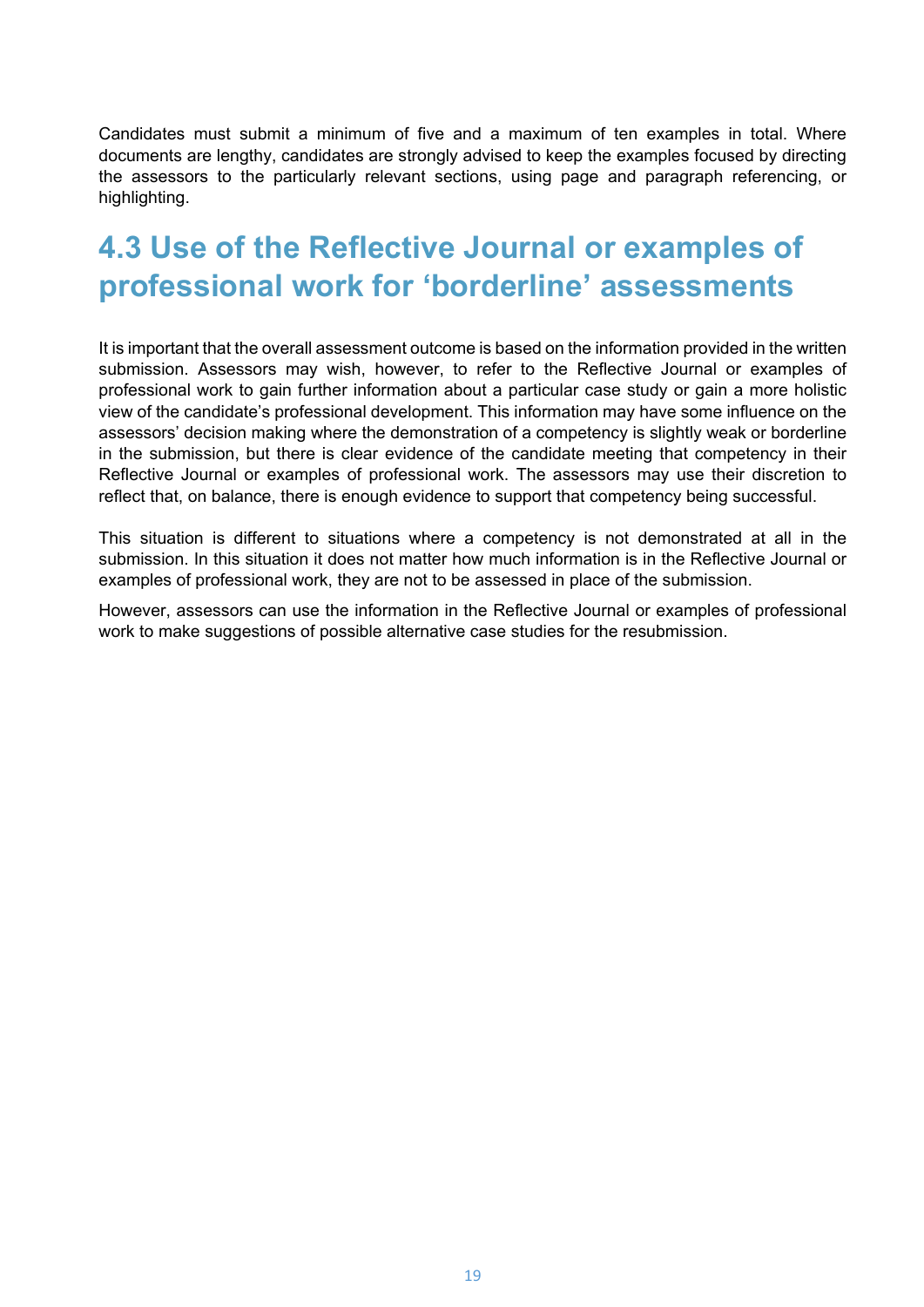Candidates must submit a minimum of five and a maximum of ten examples in total. Where documents are lengthy, candidates are strongly advised to keep the examples focused by directing the assessors to the particularly relevant sections, using page and paragraph referencing, or highlighting.

## 4.3 Use of the Reflective Journal or examples of professional work for 'borderline' assessments

It is important that the overall assessment outcome is based on the information provided in the written submission. Assessors may wish, however, to refer to the Reflective Journal or examples of professional work to gain further information about a particular case study or gain a more holistic view of the candidate's professional development. This information may have some influence on the assessors' decision making where the demonstration of a competency is slightly weak or borderline in the submission, but there is clear evidence of the candidate meeting that competency in their Reflective Journal or examples of professional work. The assessors may use their discretion to reflect that, on balance, there is enough evidence to support that competency being successful.

This situation is different to situations where a competency is not demonstrated at all in the submission. In this situation it does not matter how much information is in the Reflective Journal or examples of professional work, they are not to be assessed in place of the submission.

However, assessors can use the information in the Reflective Journal or examples of professional work to make suggestions of possible alternative case studies for the resubmission.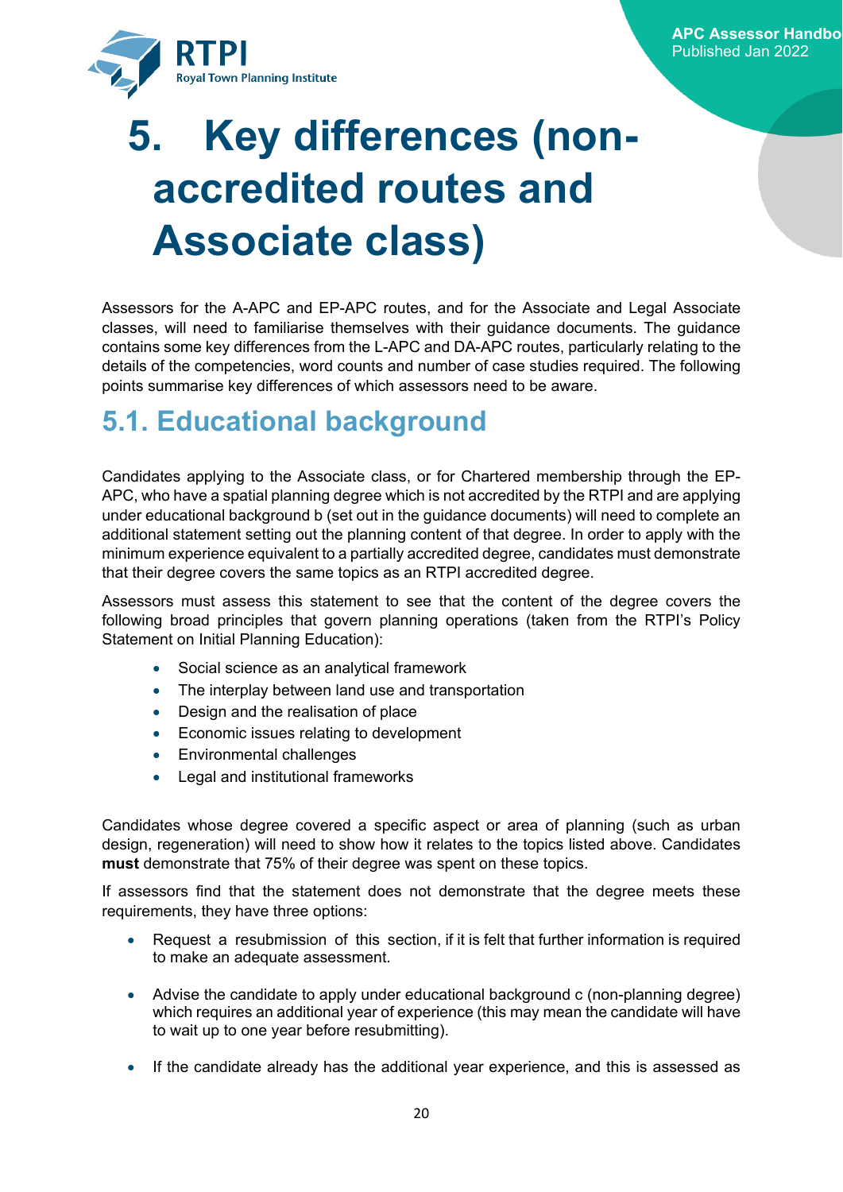# 5. Key differences (non-accredited routes and Associate class)

Assessors for the A-APC and EP-APC routes, and for the Associate and Legal Associate classes, will need to familiarise themselves with their guidance documents. The guidance contains some key differences from the L-APC and DA-APC routes, particularly relating to the details of the competencies, word counts and number of case studies required. The following points summarise key differences of which assessors need to be aware.

## 5.1. Educational background

Candidates applying to the Associate class, or for Chartered membership through the EP-APC, who have a spatial planning degree which is not accredited by the RTPI and are applying under educational background b (set out in the guidance documents) will need to complete an additional statement setting out the planning content of that degree. In order to apply with the minimum experience equivalent to a partially accredited degree, candidates must demonstrate that their degree covers the same topics as an RTPI accredited degree.

Assessors must assess this statement to see that the content of the degree covers the following broad principles that govern planning operations (taken from the RTPI's Policy Statement on Initial Planning Education):

- Social science as an analytical framework
- The interplay between land use and transportation
- Design and the realisation of place
- Economic issues relating to development
- Environmental challenges
- Legal and institutional frameworks

Candidates whose degree covered a specific aspect or area of planning (such as urban design, regeneration) will need to show how it relates to the topics listed above. Candidates **must** demonstrate that 75% of their degree was spent on these topics.

If assessors find that the statement does not demonstrate that the degree meets these requirements, they have three options:

- Request a resubmission of this section, if it is felt that further information is required to make an adequate assessment.
- Advise the candidate to apply under educational background c (non-planning degree) which requires an additional year of experience (this may mean the candidate will have to wait up to one year before resubmitting).
- If the candidate already has the additional year experience, and this is assessed as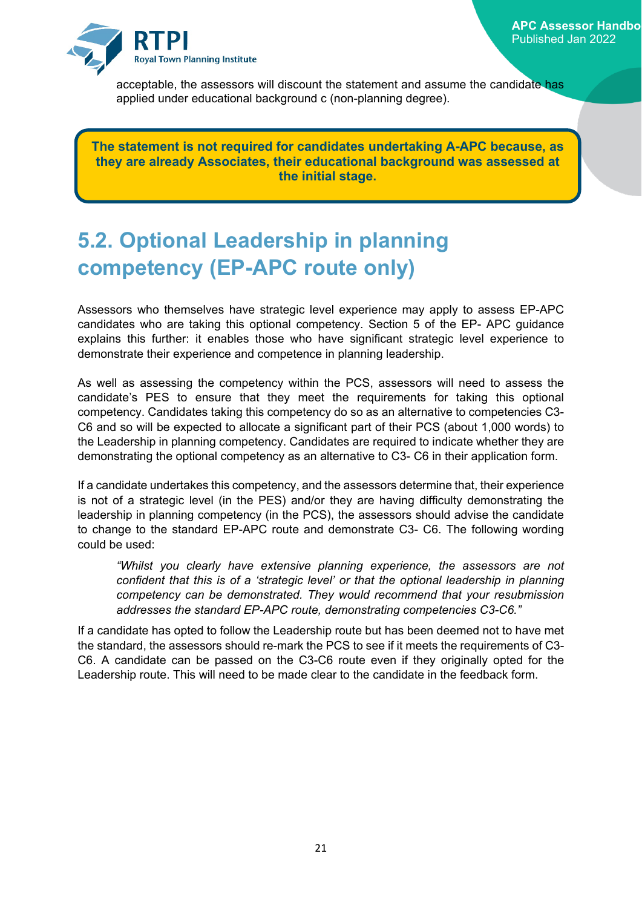acceptable, the assessors will discount the statement and assume the candidate has applied under educational background c (non-planning degree).

**The statement is not required for candidates undertaking A-APC because, as they are already Associates, their educational background was assessed at the initial stage.**

## 5.2. Optional Leadership in planning competency (EP-APC route only)

Assessors who themselves have strategic level experience may apply to assess EP-APC candidates who are taking this optional competency. Section 5 of the EP- APC guidance explains this further: it enables those who have significant strategic level experience to demonstrate their experience and competence in planning leadership.

As well as assessing the competency within the PCS, assessors will need to assess the candidate's PES to ensure that they meet the requirements for taking this optional competency. Candidates taking this competency do so as an alternative to competencies C3-C6 and so will be expected to allocate a significant part of their PCS (about 1,000 words) to the Leadership in planning competency. Candidates are required to indicate whether they are demonstrating the optional competency as an alternative to C3- C6 in their application form.

If a candidate undertakes this competency, and the assessors determine that, their experience is not of a strategic level (in the PES) and/or they are having difficulty demonstrating the leadership in planning competency (in the PCS), the assessors should advise the candidate to change to the standard EP-APC route and demonstrate C3- C6. The following wording could be used:

> *"Whilst you clearly have extensive planning experience, the assessors are not confident that this is of a 'strategic level' or that the optional leadership in planning competency can be demonstrated. They would recommend that your resubmission addresses the standard EP-APC route, demonstrating competencies C3-C6."*

If a candidate has opted to follow the Leadership route but has been deemed not to have met the standard, the assessors should re-mark the PCS to see if it meets the requirements of C3-C6. A candidate can be passed on the C3-C6 route even if they originally opted for the Leadership route. This will need to be made clear to the candidate in the feedback form.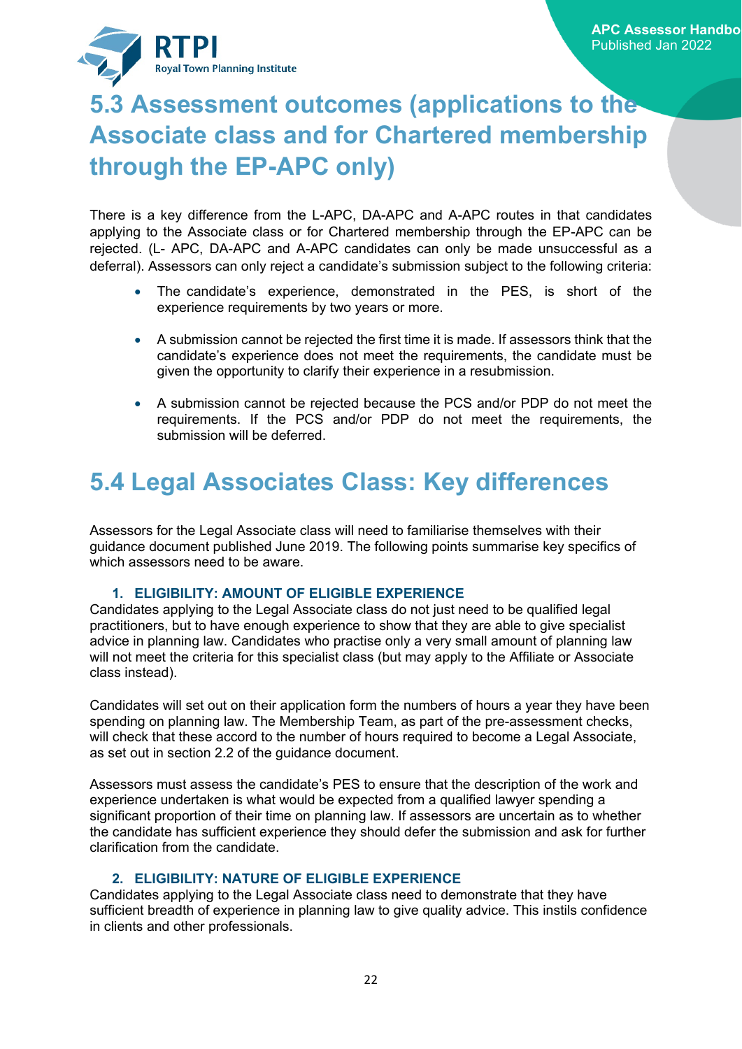## 5.3 Assessment outcomes (applications to the Associate class and for Chartered membership through the EP-APC only)

There is a key difference from the L-APC, DA-APC and A-APC routes in that candidates applying to the Associate class or for Chartered membership through the EP-APC can be rejected. (L- APC, DA-APC and A-APC candidates can only be made unsuccessful as a deferral). Assessors can only reject a candidate's submission subject to the following criteria:

- The candidate's experience, demonstrated in the PES, is short of the experience requirements by two years or more.
- A submission cannot be rejected the first time it is made. If assessors think that the candidate's experience does not meet the requirements, the candidate must be given the opportunity to clarify their experience in a resubmission.
- A submission cannot be rejected because the PCS and/or PDP do not meet the requirements. If the PCS and/or PDP do not meet the requirements, the submission will be deferred.

## 5.4 Legal Associates Class: Key differences

Assessors for the Legal Associate class will need to familiarise themselves with their guidance document published June 2019. The following points summarise key specifics of which assessors need to be aware.

### 1. ELIGIBILITY: AMOUNT OF ELIGIBLE EXPERIENCE

Candidates applying to the Legal Associate class do not just need to be qualified legal practitioners, but to have enough experience to show that they are able to give specialist advice in planning law. Candidates who practise only a very small amount of planning law will not meet the criteria for this specialist class (but may apply to the Affiliate or Associate class instead).

Candidates will set out on their application form the numbers of hours a year they have been spending on planning law. The Membership Team, as part of the pre-assessment checks, will check that these accord to the number of hours required to become a Legal Associate, as set out in section 2.2 of the guidance document.

Assessors must assess the candidate's PES to ensure that the description of the work and experience undertaken is what would be expected from a qualified lawyer spending a significant proportion of their time on planning law. If assessors are uncertain as to whether the candidate has sufficient experience they should defer the submission and ask for further clarification from the candidate.

### 2. ELIGIBILITY: NATURE OF ELIGIBLE EXPERIENCE

Candidates applying to the Legal Associate class need to demonstrate that they have sufficient breadth of experience in planning law to give quality advice. This instils confidence in clients and other professionals.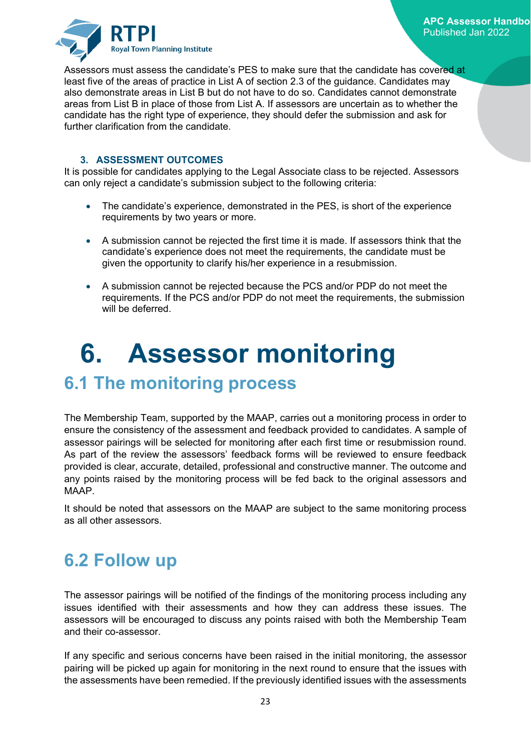Assessors must assess the candidate's PES to make sure that the candidate has covered at least five of the areas of practice in List A of section 2.3 of the guidance. Candidates may also demonstrate areas in List B but do not have to do so. Candidates cannot demonstrate areas from List B in place of those from List A. If assessors are uncertain as to whether the candidate has the right type of experience, they should defer the submission and ask for further clarification from the candidate.

### 3. ASSESSMENT OUTCOMES

It is possible for candidates applying to the Legal Associate class to be rejected. Assessors can only reject a candidate's submission subject to the following criteria:

- The candidate's experience, demonstrated in the PES, is short of the experience requirements by two years or more.
- A submission cannot be rejected the first time it is made. If assessors think that the candidate's experience does not meet the requirements, the candidate must be given the opportunity to clarify his/her experience in a resubmission.
- A submission cannot be rejected because the PCS and/or PDP do not meet the requirements. If the PCS and/or PDP do not meet the requirements, the submission will be deferred.

# 6. Assessor monitoring

## 6.1 The monitoring process

The Membership Team, supported by the MAAP, carries out a monitoring process in order to ensure the consistency of the assessment and feedback provided to candidates. A sample of assessor pairings will be selected for monitoring after each first time or resubmission round. As part of the review the assessors' feedback forms will be reviewed to ensure feedback provided is clear, accurate, detailed, professional and constructive manner. The outcome and any points raised by the monitoring process will be fed back to the original assessors and MAAP.

It should be noted that assessors on the MAAP are subject to the same monitoring process as all other assessors.

## 6.2 Follow up

The assessor pairings will be notified of the findings of the monitoring process including any issues identified with their assessments and how they can address these issues. The assessors will be encouraged to discuss any points raised with both the Membership Team and their co-assessor.

If any specific and serious concerns have been raised in the initial monitoring, the assessor pairing will be picked up again for monitoring in the next round to ensure that the issues with the assessments have been remedied. If the previously identified issues with the assessments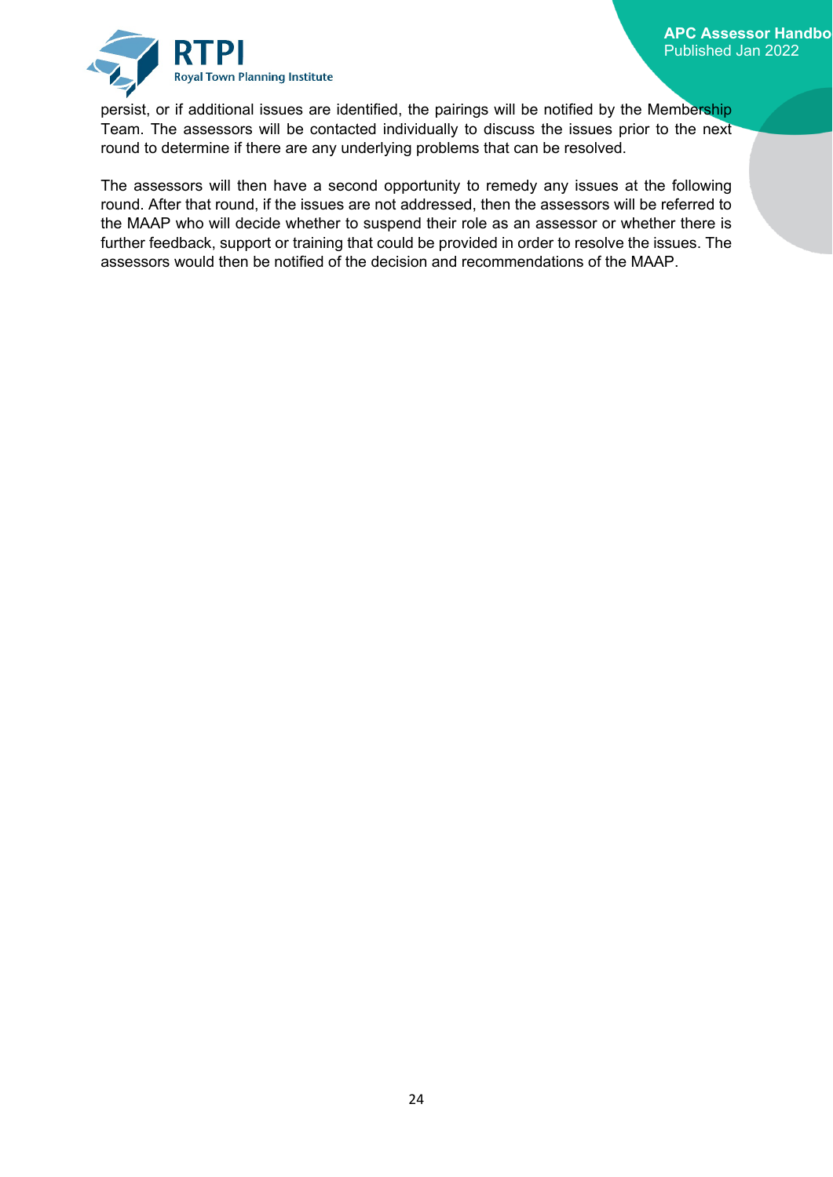persist, or if additional issues are identified, the pairings will be notified by the Membership Team. The assessors will be contacted individually to discuss the issues prior to the next round to determine if there are any underlying problems that can be resolved.

The assessors will then have a second opportunity to remedy any issues at the following round. After that round, if the issues are not addressed, then the assessors will be referred to the MAAP who will decide whether to suspend their role as an assessor or whether there is further feedback, support or training that could be provided in order to resolve the issues. The assessors would then be notified of the decision and recommendations of the MAAP.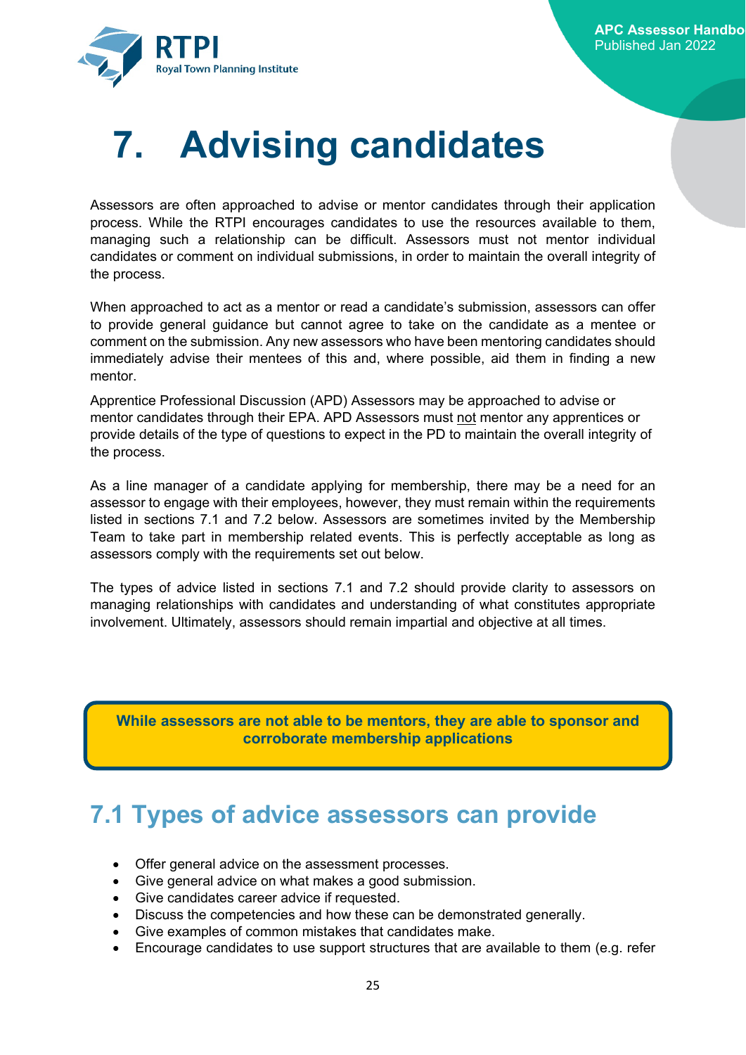# 7. Advising candidates

Assessors are often approached to advise or mentor candidates through their application process. While the RTPI encourages candidates to use the resources available to them, managing such a relationship can be difficult. Assessors must not mentor individual candidates or comment on individual submissions, in order to maintain the overall integrity of the process.

When approached to act as a mentor or read a candidate's submission, assessors can offer to provide general guidance but cannot agree to take on the candidate as a mentee or comment on the submission. Any new assessors who have been mentoring candidates should immediately advise their mentees of this and, where possible, aid them in finding a new mentor.

Apprentice Professional Discussion (APD) Assessors may be approached to advise or mentor candidates through their EPA. APD Assessors must <u>not</u> mentor any apprentices or provide details of the type of questions to expect in the PD to maintain the overall integrity of the process.

As a line manager of a candidate applying for membership, there may be a need for an assessor to engage with their employees, however, they must remain within the requirements listed in sections 7.1 and 7.2 below. Assessors are sometimes invited by the Membership Team to take part in membership related events. This is perfectly acceptable as long as assessors comply with the requirements set out below.

The types of advice listed in sections 7.1 and 7.2 should provide clarity to assessors on managing relationships with candidates and understanding of what constitutes appropriate involvement. Ultimately, assessors should remain impartial and objective at all times.

**While assessors are not able to be mentors, they are able to sponsor and corroborate membership applications**

## 7.1 Types of advice assessors can provide

- Offer general advice on the assessment processes.
- Give general advice on what makes a good submission.
- Give candidates career advice if requested.
- Discuss the competencies and how these can be demonstrated generally.
- Give examples of common mistakes that candidates make.
- Encourage candidates to use support structures that are available to them (e.g. refer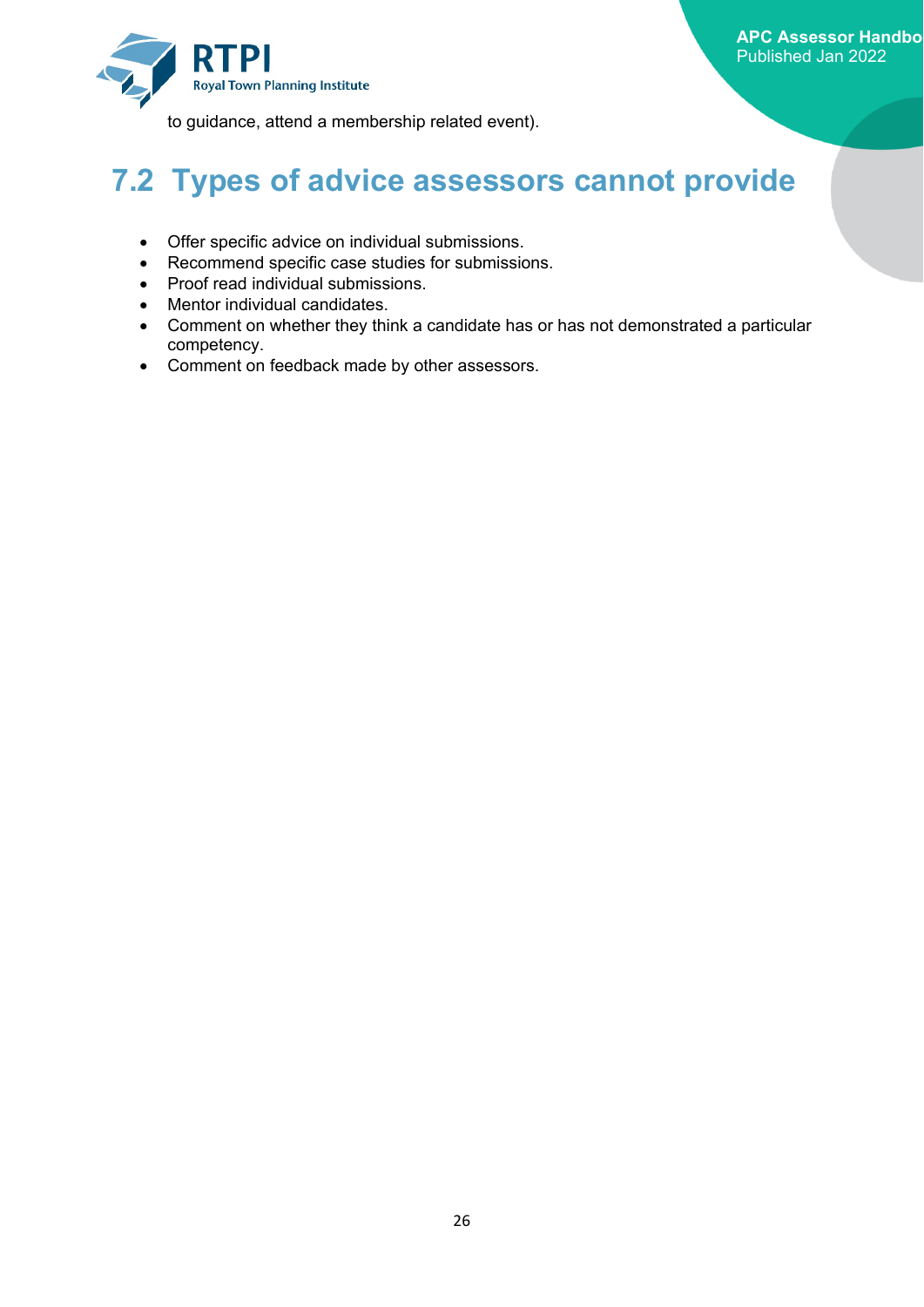to guidance, attend a membership related event).

## 7.2 Types of advice assessors cannot provide

- Offer specific advice on individual submissions.
- Recommend specific case studies for submissions.
- Proof read individual submissions.
- Mentor individual candidates.
- Comment on whether they think a candidate has or has not demonstrated a particular competency.
- Comment on feedback made by other assessors.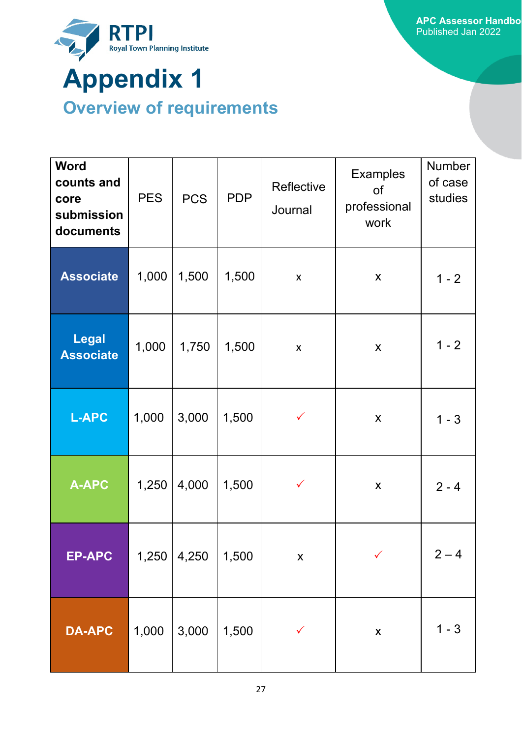# Appendix 1

## Overview of requirements

| Word counts and core submission documents | PES | PCS | PDP | Reflective Journal | Examples of professional work | Number of case studies |
|---|---|---|---|---|---|---|
| **Associate** | 1,000 | 1,500 | 1,500 | x | x | 1 - 2 |
| **Legal Associate** | 1,000 | 1,750 | 1,500 | x | x | 1 - 2 |
| **L-APC** | 1,000 | 3,000 | 1,500 | ✓ | x | 1 - 3 |
| **A-APC** | 1,250 | 4,000 | 1,500 | ✓ | x | 2 - 4 |
| **EP-APC** | 1,250 | 4,250 | 1,500 | x | ✓ | 2 – 4 |
| **DA-APC** | 1,000 | 3,000 | 1,500 | ✓ | x | 1 - 3 |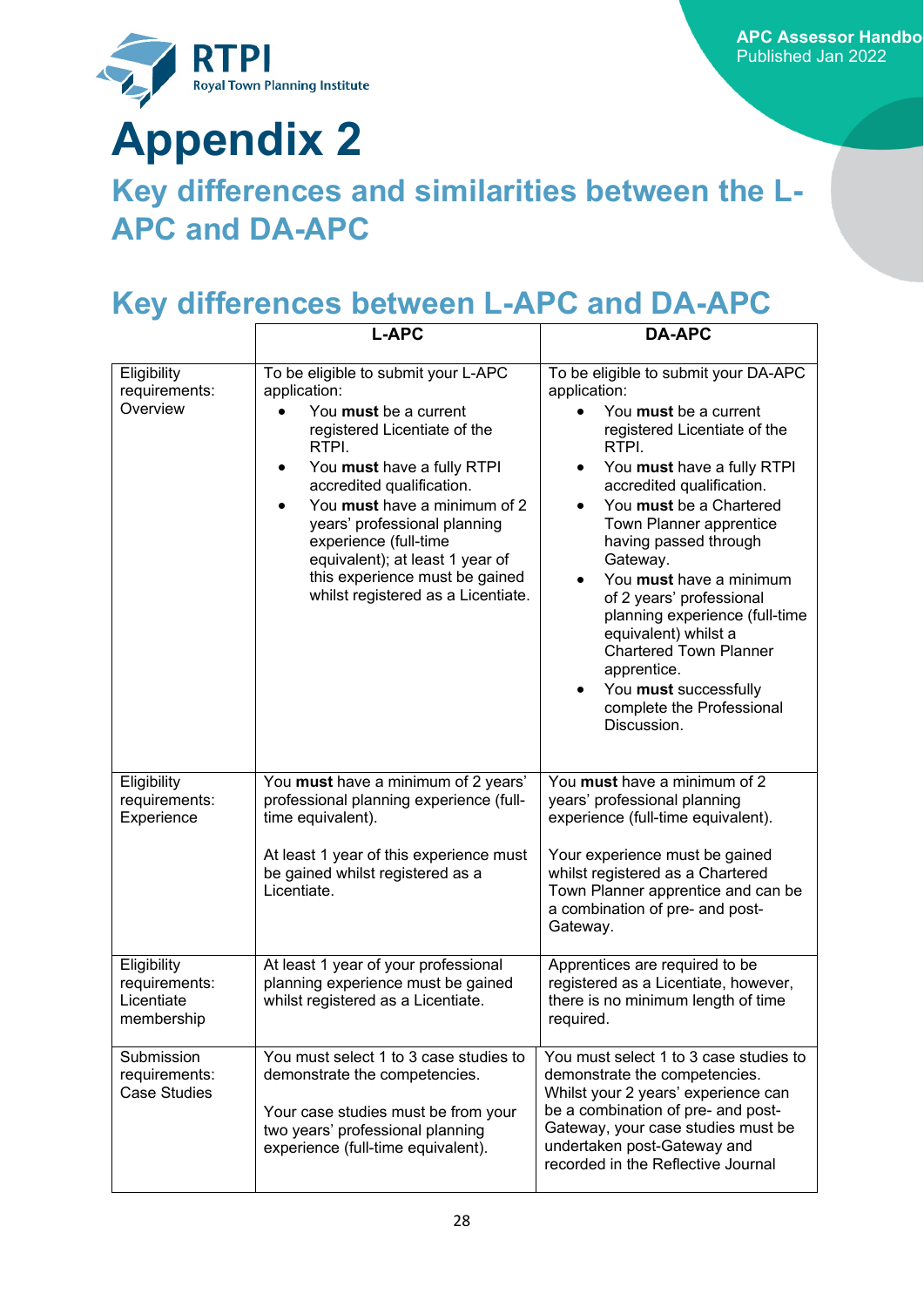# Appendix 2

## Key differences and similarities between the L-APC and DA-APC

## Key differences between L-APC and DA-APC

| | L-APC | DA-APC |
|---|---|---|
| Eligibility requirements: Overview | To be eligible to submit your L-APC application:<br>• You **must** be a current registered Licentiate of the RTPI.<br>• You **must** have a fully RTPI accredited qualification.<br>• You **must** have a minimum of 2 years' professional planning experience (full-time equivalent); at least 1 year of this experience must be gained whilst registered as a Licentiate. | To be eligible to submit your DA-APC application:<br>• You **must** be a current registered Licentiate of the RTPI.<br>• You **must** have a fully RTPI accredited qualification.<br>• You **must** be a Chartered Town Planner apprentice having passed through Gateway.<br>• You **must** have a minimum of 2 years' professional planning experience (full-time equivalent) whilst a Chartered Town Planner apprentice.<br>• You **must** successfully complete the Professional Discussion. |
| Eligibility requirements: Experience | You **must** have a minimum of 2 years' professional planning experience (full-time equivalent).<br><br>At least 1 year of this experience must be gained whilst registered as a Licentiate. | You **must** have a minimum of 2 years' professional planning experience (full-time equivalent).<br><br>Your experience must be gained whilst registered as a Chartered Town Planner apprentice and can be a combination of pre- and post-Gateway. |
| Eligibility requirements: Licentiate membership | At least 1 year of your professional planning experience must be gained whilst registered as a Licentiate. | Apprentices are required to be registered as a Licentiate, however, there is no minimum length of time required. |
| Submission requirements: Case Studies | You must select 1 to 3 case studies to demonstrate the competencies.<br><br>Your case studies must be from your two years' professional planning experience (full-time equivalent). | You must select 1 to 3 case studies to demonstrate the competencies. Whilst your 2 years' experience can be a combination of pre- and post-Gateway, your case studies must be undertaken post-Gateway and recorded in the Reflective Journal |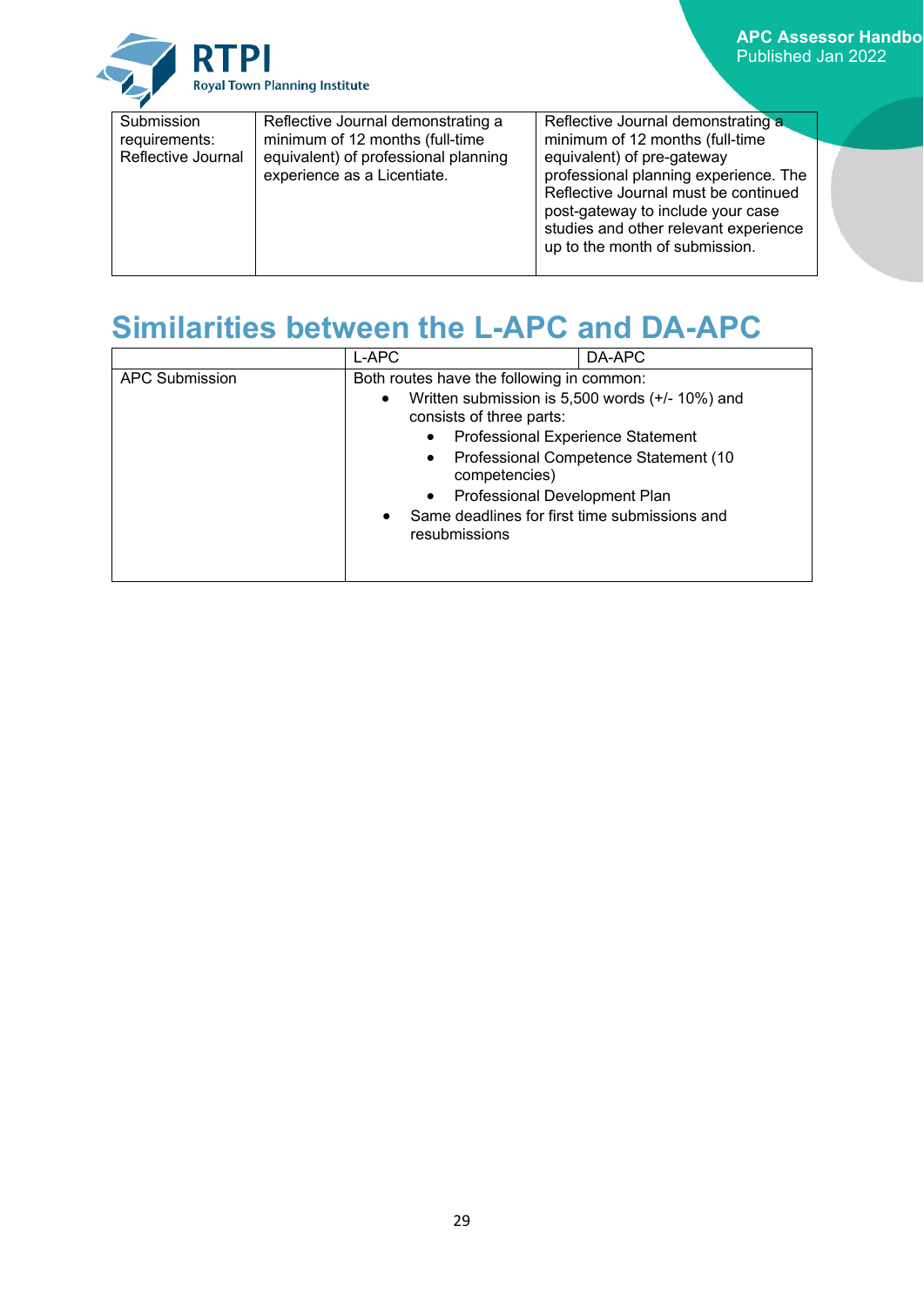| Submission requirements: Reflective Journal | Reflective Journal demonstrating a minimum of 12 months (full-time equivalent) of professional planning experience as a Licentiate. | Reflective Journal demonstrating a minimum of 12 months (full-time equivalent) of pre-gateway professional planning experience. The Reflective Journal must be continued post-gateway to include your case studies and other relevant experience up to the month of submission. |
|---|---|---|

## Similarities between the L-APC and DA-APC

| | L-APC | DA-APC |
|---|---|---|
| APC Submission | Both routes have the following in common:<br>• Written submission is 5,500 words (+/- 10%) and consists of three parts:<br>  ◦ Professional Experience Statement<br>  ◦ Professional Competence Statement (10 competencies)<br>  ◦ Professional Development Plan<br>• Same deadlines for first time submissions and resubmissions | |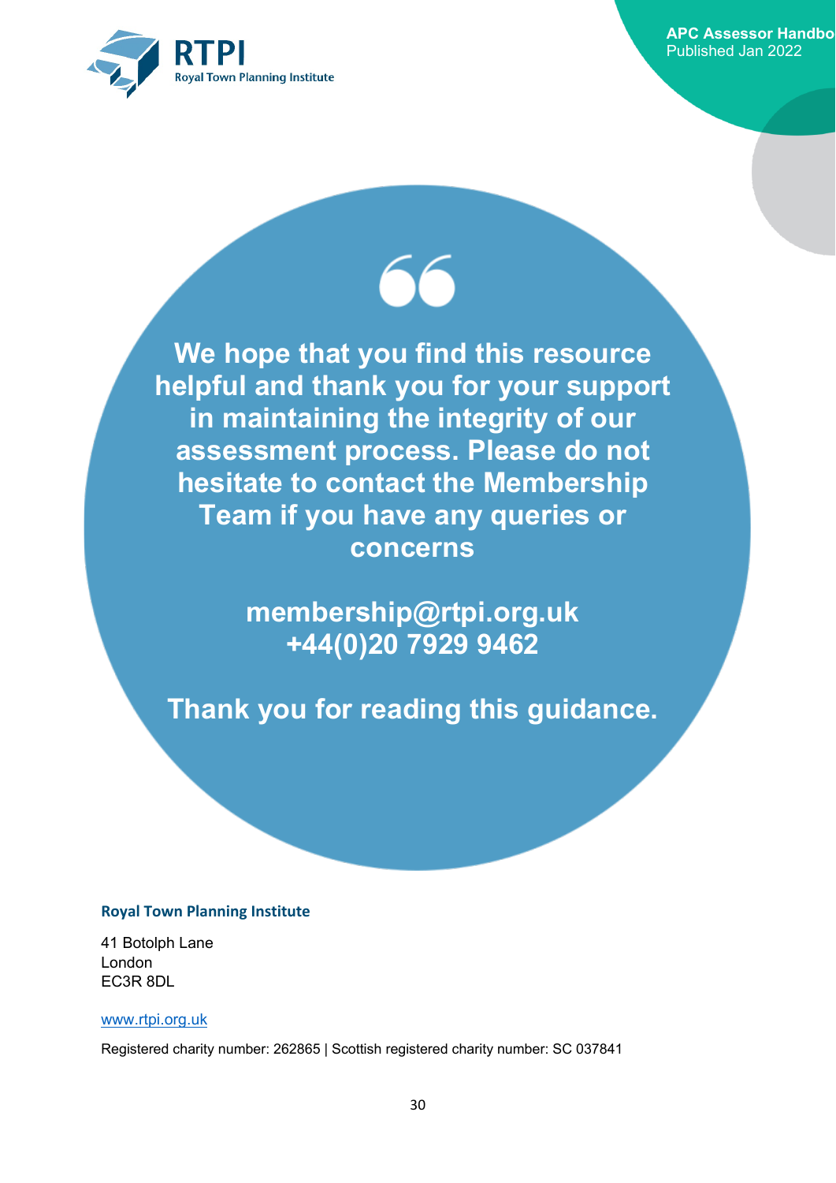We hope that you find this resource helpful and thank you for your support in maintaining the integrity of our assessment process. Please do not hesitate to contact the Membership Team if you have any queries or concerns

**membership@rtpi.org.uk**
**+44(0)20 7929 9462**

**Thank you for reading this guidance.**

**Royal Town Planning Institute**

41 Botolph Lane
London
EC3R 8DL

www.rtpi.org.uk

Registered charity number: 262865 | Scottish registered charity number: SC 037841